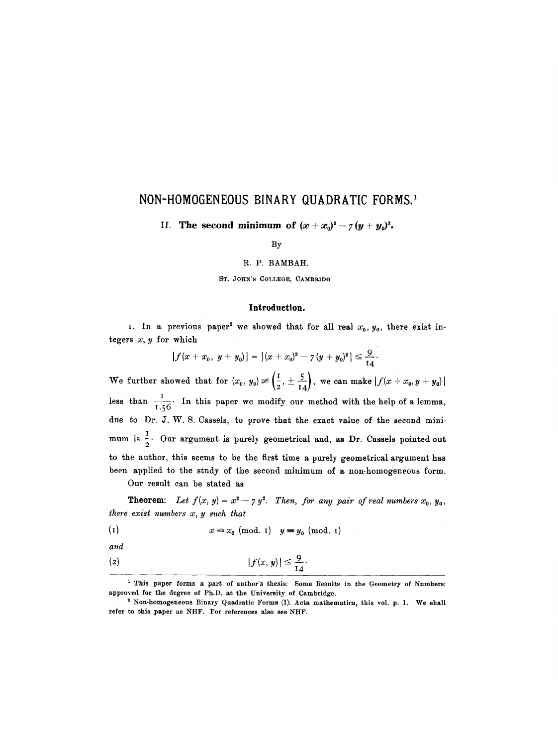# NON-HOMOGENEOUS BINARY QUADRATIC FORMS.[1]

## II. The second minimum of $(x + x_0)^2 - 7(y + y_0)^2$.

By

R. P. BAMBAH.

ST. JOHN'S COLLEGE, CAMBRIDGE.

### Introduction.

1. In a previous paper[2] we showed that for all real $x_0, y_0$, there exist integers $x, y$ for which

$$|f(x + x_0, y + y_0)| = |(x + x_0)^2 - 7(y + y_0)^2| \leq \frac{9}{14}.$$

We further showed that for $(x_0, y_0) \not\equiv \left(\frac{1}{2}, \pm \frac{5}{14}\right)$, we can make $|f(x + x_0, y + y_0)|$ less than $\frac{1}{1.56}$. In this paper we modify our method with the help of a lemma, due to Dr. J. W. S. Cassels, to prove that the exact value of the second minimum is $\frac{1}{2}$. Our argument is purely geometrical and, as Dr. Cassels pointed out to the author, this seems to be the first time a purely geometrical argument has been applied to the study of the second minimum of a non-homogeneous form.

Our result can be stated as

**Theorem:** *Let $f(x, y) = x^2 - 7y^2$. Then, for any pair of real numbers $x_0, y_0$, there exist numbers $x, y$ such that*

$$x \equiv x_0 \pmod{1} \quad y \equiv y_0 \pmod{1} \tag{1}$$

*and*

$$|f(x, y)| \leq \frac{9}{14}. \tag{2}$$

---

[1] This paper forms a part of author's thesis: Some Results in the Geometry of Numbers: approved for the degree of Ph.D. at the University of Cambridge.

[2] Non-homogeneous Binary Quadratic Forms (I): Acta mathematica, this vol. p. 1. We shall refer to this paper as NHF. For references also see NHF.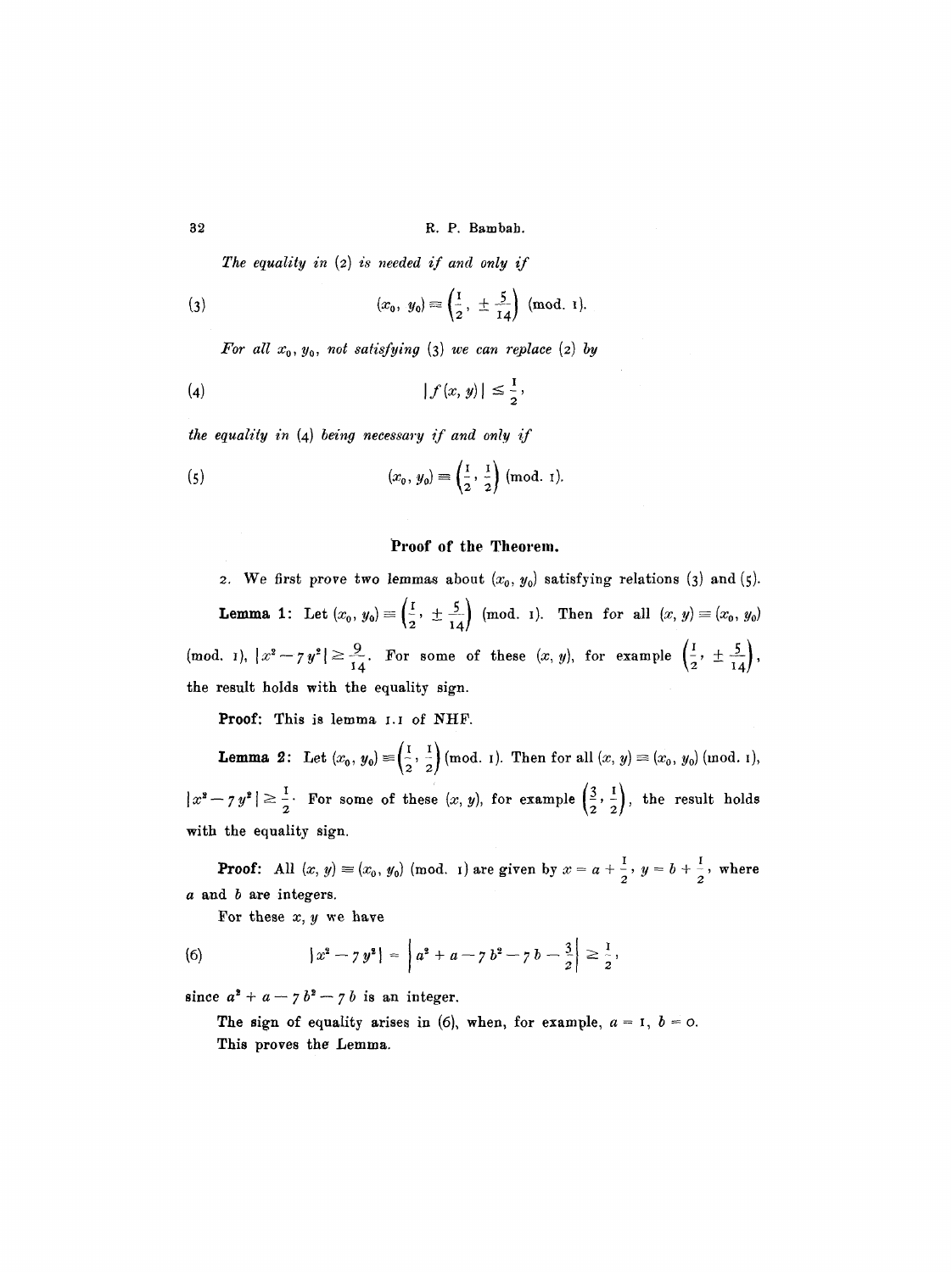*The equality in* (2) *is needed if and only if*

$$(x_0,\ y_0) \equiv \left(\frac{1}{2},\ \pm\frac{5}{14}\right) \pmod{1}. \tag{3}$$

*For all* $x_0, y_0$, *not satisfying* (3) *we can replace* (2) *by*

$$|f(x, y)| \leq \frac{1}{2}, \tag{4}$$

*the equality in* (4) *being necessary if and only if*

$$(x_0,\ y_0) \equiv \left(\frac{1}{2},\ \frac{1}{2}\right) \pmod{1}. \tag{5}$$

## Proof of the Theorem.

2. We first prove two lemmas about $(x_0, y_0)$ satisfying relations (3) and (5).

**Lemma 1:** Let $(x_0, y_0) \equiv \left(\frac{1}{2}, \pm\frac{5}{14}\right) \pmod{1}$. Then for all $(x, y) \equiv (x_0, y_0)$ $\pmod{1}$, $|x^2 - 7y^2| \geq \frac{9}{14}$. For some of these $(x, y)$, for example $\left(\frac{1}{2}, \pm\frac{5}{14}\right)$, the result holds with the equality sign.

**Proof:** This is lemma 1.1 of NHF.

**Lemma 2:** Let $(x_0, y_0) \equiv \left(\frac{1}{2}, \frac{1}{2}\right) \pmod{1}$. Then for all $(x, y) \equiv (x_0, y_0) \pmod{1}$, $|x^2 - 7y^2| \geq \frac{1}{2}$. For some of these $(x, y)$, for example $\left(\frac{3}{2}, \frac{1}{2}\right)$, the result holds with the equality sign.

**Proof:** All $(x, y) \equiv (x_0, y_0) \pmod{1}$ are given by $x = a + \frac{1}{2}$, $y = b + \frac{1}{2}$, where $a$ and $b$ are integers.

For these $x, y$ we have

$$|x^2 - 7y^2| = \left|a^2 + a - 7b^2 - 7b - \frac{3}{2}\right| \geq \frac{1}{2}, \tag{6}$$

since $a^2 + a - 7b^2 - 7b$ is an integer.

The sign of equality arises in (6), when, for example, $a = 1$, $b = 0$.

This proves the Lemma.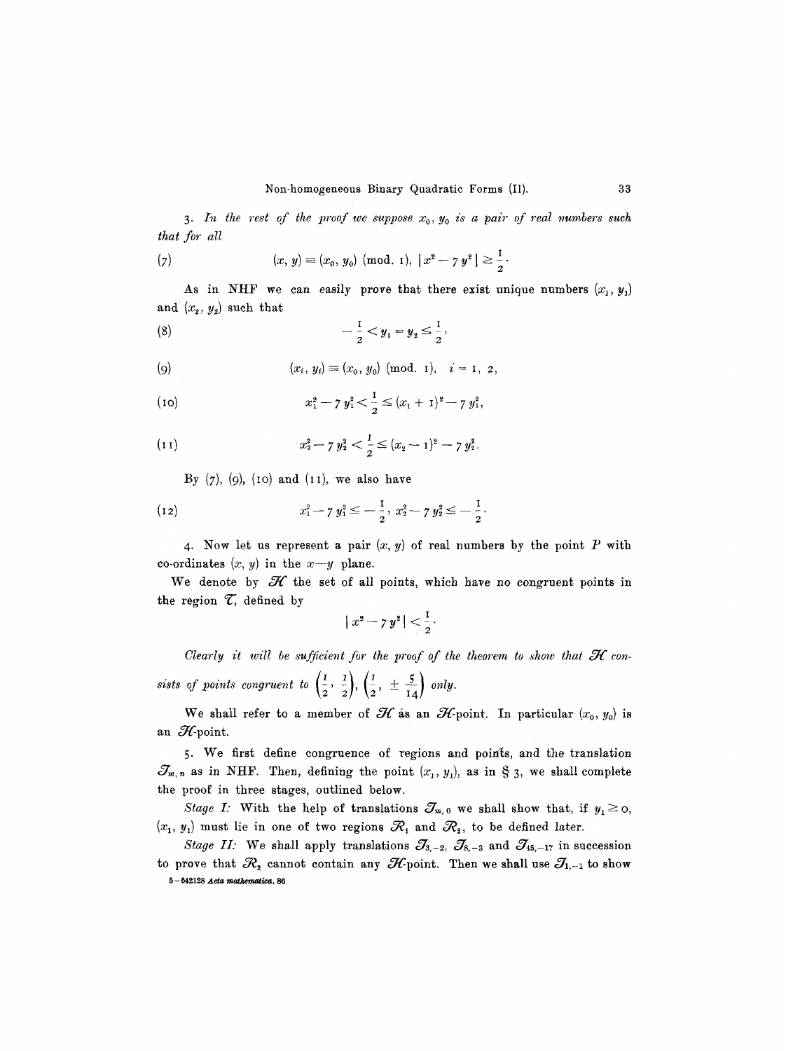3. *In the rest of the proof we suppose $x_0, y_0$ is a pair of real numbers such that for all*

$$(x, y) \equiv (x_0, y_0) \pmod{1}, \ |x^2 - 7y^2| \geq \frac{1}{2}. \tag{7}$$

As in NHF we can easily prove that there exist unique numbers $(x_1, y_1)$ and $(x_2, y_2)$ such that

$$-\frac{1}{2} < y_1 = y_2 \leq \frac{1}{2}, \tag{8}$$

$$(x_i, y_i) \equiv (x_0, y_0) \pmod{1}, \quad i = 1, 2, \tag{9}$$

$$x_1^2 - 7y_1^2 < \frac{1}{2} \leq (x_1 + 1)^2 - 7y_1^2, \tag{10}$$

$$x_2^2 - 7y_2^2 < \frac{1}{2} \leq (x_2 - 1)^2 - 7y_2^2. \tag{11}$$

By (7), (9), (10) and (11), we also have

$$x_1^2 - 7y_1^2 \leq -\frac{1}{2}, \ x_2^2 - 7y_2^2 \leq -\frac{1}{2}. \tag{12}$$

4. Now let us represent a pair $(x, y)$ of real numbers by the point $P$ with co-ordinates $(x, y)$ in the $x-y$ plane.

We denote by $\mathcal{H}$ the set of all points, which have no congruent points in the region $\mathcal{T}$, defined by

$$|x^2 - 7y^2| < \frac{1}{2}.$$

*Clearly it will be sufficient for the proof of the theorem to show that $\mathcal{H}$ consists of points congruent to $\left(\frac{1}{2}, \frac{1}{2}\right), \left(\frac{1}{2}, \pm\frac{5}{14}\right)$ only.*

We shall refer to a member of $\mathcal{H}$ as an $\mathcal{H}$-point. In particular $(x_0, y_0)$ is an $\mathcal{H}$-point.

5. We first define congruence of regions and points, and the translation $\mathcal{T}_{m,n}$ as in NHF. Then, defining the point $(x_1, y_1)$, as in § 3, we shall complete the proof in three stages, outlined below.

*Stage I:* With the help of translations $\mathcal{T}_{m,0}$ we shall show that, if $y_1 \geq 0$, $(x_1, y_1)$ must lie in one of two regions $\mathcal{R}_1$ and $\mathcal{R}_2$, to be defined later.

*Stage II:* We shall apply translations $\mathcal{T}_{3,-2}$, $\mathcal{T}_{8,-3}$ and $\mathcal{T}_{45,-17}$ in succession to prove that $\mathcal{R}_2$ cannot contain any $\mathcal{H}$-point. Then we shall use $\mathcal{T}_{1,-1}$ to show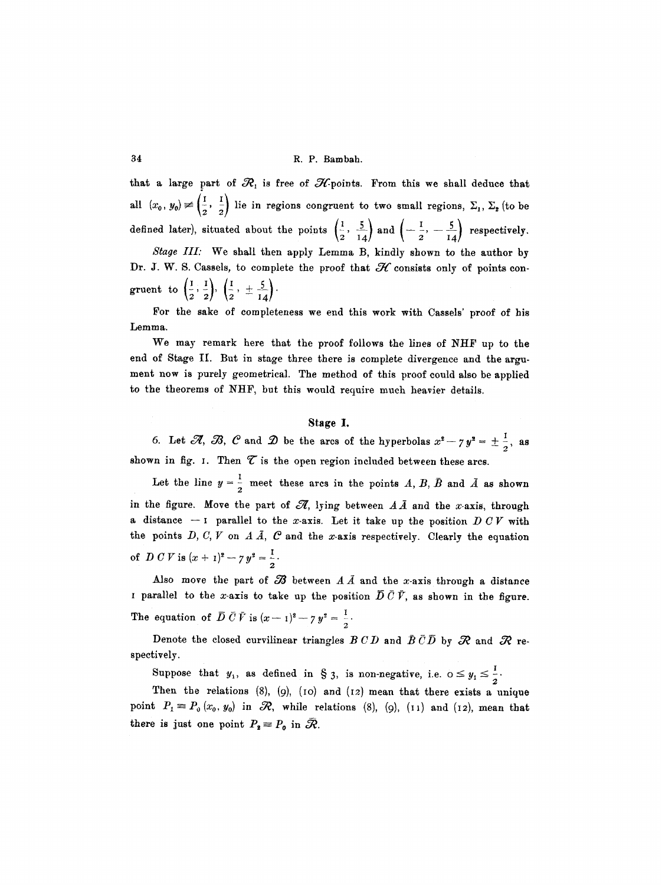that a large part of $\mathcal{R}_1$ is free of $\mathcal{H}$-points. From this we shall deduce that all $(x_0, y_0) \not\equiv \left(\frac{1}{2}, \frac{1}{2}\right)$ lie in regions congruent to two small regions, $\Sigma_1$, $\Sigma_2$ (to be defined later), situated about the points $\left(\frac{1}{2}, \frac{5}{14}\right)$ and $\left(-\frac{1}{2}, -\frac{5}{14}\right)$ respectively.

*Stage III:* We shall then apply Lemma B, kindly shown to the author by Dr. J. W. S. Cassels, to complete the proof that $\mathcal{H}$ consists only of points congruent to $\left(\frac{1}{2}, \frac{1}{2}\right)$, $\left(\frac{1}{2}, \pm\frac{5}{14}\right)$.

For the sake of completeness we end this work with Cassels' proof of his Lemma.

We may remark here that the proof follows the lines of NHF up to the end of Stage II. But in stage three there is complete divergence and the argument now is purely geometrical. The method of this proof could also be applied to the theorems of NHF, but this would require much heavier details.

## Stage I.

6. Let $\mathcal{A}$, $\mathcal{B}$, $\mathcal{C}$ and $\mathcal{D}$ be the arcs of the hyperbolas $x^2 - 7y^2 = \pm\frac{1}{2}$, as shown in fig. 1. Then $\mathcal{T}$ is the open region included between these arcs.

Let the line $y = \frac{1}{2}$ meet these arcs in the points $A$, $B$, $\bar{B}$ and $\bar{A}$ as shown in the figure. Move the part of $\mathcal{A}$, lying between $A\bar{A}$ and the $x$-axis, through a distance $-1$ parallel to the $x$-axis. Let it take up the position $D\,C\,V$ with the points $D$, $C$, $V$ on $A\bar{A}$, $\mathcal{C}$ and the $x$-axis respectively. Clearly the equation of $D\,C\,V$ is $(x+1)^2 - 7y^2 = \frac{1}{2}$.

Also move the part of $\mathcal{B}$ between $A\bar{A}$ and the $x$-axis through a distance $1$ parallel to the $x$-axis to take up the position $\bar{D}\,\bar{C}\,\bar{V}$, as shown in the figure. The equation of $\bar{D}\,\bar{C}\,\bar{V}$ is $(x-1)^2 - 7y^2 = \frac{1}{2}$.

Denote the closed curvilinear triangles $B\,C\,D$ and $\bar{B}\,\bar{C}\,\bar{D}$ by $\mathcal{R}$ and $\bar{\mathcal{R}}$ respectively.

Suppose that $y_1$, as defined in § 3, is non-negative, i.e. $0 \leq y_1 \leq \frac{1}{2}$.

Then the relations (8), (9), (10) and (12) mean that there exists a unique point $P_1 \equiv P_0(x_0, y_0)$ in $\mathcal{R}$, while relations (8), (9), (11) and (12), mean that there is just one point $P_2 \equiv P_0$ in $\bar{\mathcal{R}}$.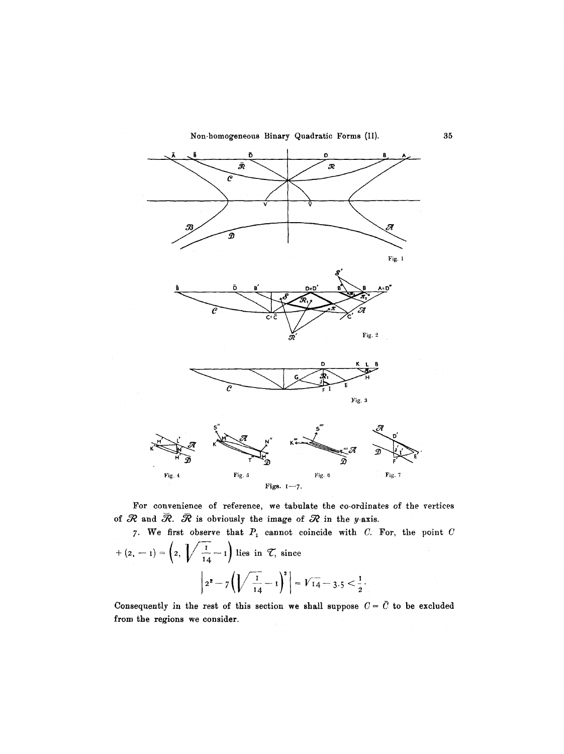Figs. 1—7.

For convenience of reference, we tabulate the co-ordinates of the vertices of $\mathcal{R}$ and $\bar{\mathcal{R}}$. $\bar{\mathcal{R}}$ is obviously the image of $\mathcal{R}$ in the $y$-axis.

7. We first observe that $P_1$ cannot coincide with $C$. For, the point $C + (2, -1) = \left(2, \sqrt{\frac{1}{14}} - 1\right)$ lies in $\mathcal{T}$, since

$$\left| 2^2 - 7\left(\sqrt{\frac{1}{14}} - 1\right)^2 \right| = \sqrt{14} - 3.5 < \frac{1}{2}.$$

Consequently in the rest of this section we shall suppose $C = \bar{C}$ to be excluded from the regions we consider.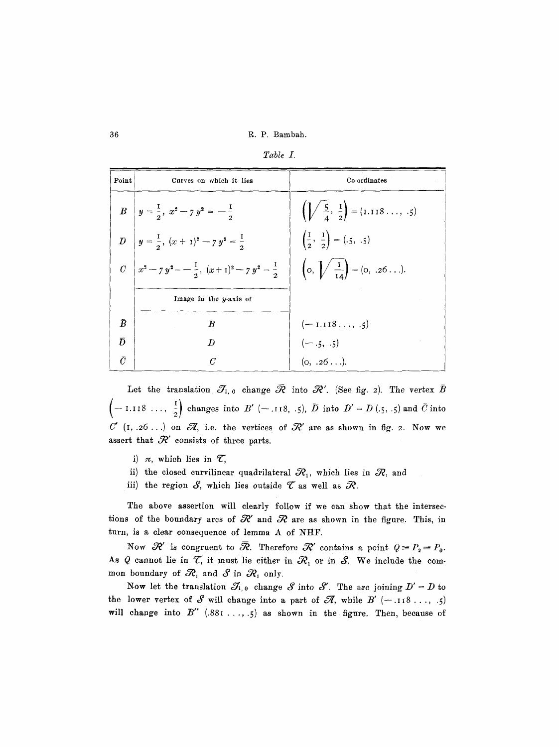*Table I.*

| Point | Curves on which it lies | Co-ordinates |
|---|---|---|
| $B$ | $y = \frac{1}{2},\ x^2 - 7y^2 = -\frac{1}{2}$ | $\left(\sqrt{\frac{5}{4}}, \frac{1}{2}\right) = (1.118\ldots, .5)$ |
| $D$ | $y = \frac{1}{2},\ (x+1)^2 - 7y^2 = \frac{1}{2}$ | $\left(\frac{1}{2}, \frac{1}{2}\right) = (.5, .5)$ |
| $C$ | $x^2 - 7y^2 = -\frac{1}{2},\ (x+1)^2 - 7y^2 = \frac{1}{2}$ | $\left(0, \sqrt{\frac{1}{14}}\right) = (0, .26\ldots)$. |
| | Image in the $y$-axis of | |
| $\bar{B}$ | $B$ | $(-1.118\ldots, .5)$ |
| $\bar{D}$ | $D$ | $(-.5, .5)$ |
| $\bar{C}$ | $C$ | $(0, .26\ldots)$. |

Let the translation $\mathcal{T}_{1,0}$ change $\bar{\mathcal{R}}$ into $\mathcal{R}'$. (See fig. 2). The vertex $\bar{B}$ $\left(-1.118\ldots, \frac{1}{2}\right)$ changes into $B'$ $(-.118, .5)$, $\bar{D}$ into $D' = D$ $(.5, .5)$ and $\bar{C}$ into $C'$ $(1, .26\ldots)$ on $\mathcal{A}$, i.e. the vertices of $\mathcal{R}'$ are as shown in fig. 2. Now we assert that $\mathcal{R}'$ consists of three parts.

i) $\pi$, which lies in $\mathcal{T}$,

ii) the closed curvilinear quadrilateral $\mathcal{R}_1$, which lies in $\mathcal{R}$, and

iii) the region $\mathcal{S}$, which lies outside $\mathcal{T}$ as well as $\mathcal{R}$.

The above assertion will clearly follow if we can show that the intersections of the boundary arcs of $\mathcal{R}'$ and $\mathcal{R}$ are as shown in the figure. This, in turn, is a clear consequence of lemma A of NHF.

Now $\mathcal{R}'$ is congruent to $\bar{\mathcal{R}}$. Therefore $\mathcal{R}'$ contains a point $Q \equiv P_2 \equiv P_0$. As $Q$ cannot lie in $\mathcal{T}$, it must lie either in $\mathcal{R}_1$ or in $\mathcal{S}$. We include the common boundary of $\mathcal{R}_1$ and $\mathcal{S}$ in $\mathcal{R}_1$ only.

Now let the translation $\mathcal{T}_{1,0}$ change $\mathcal{S}$ into $\mathcal{S}'$. The arc joining $D' = D$ to the lower vertex of $\mathcal{S}$ will change into a part of $\mathcal{A}$, while $B'$ $(-.118\ldots, .5)$ will change into $B''$ $(.881\ldots, .5)$ as shown in the figure. Then, because of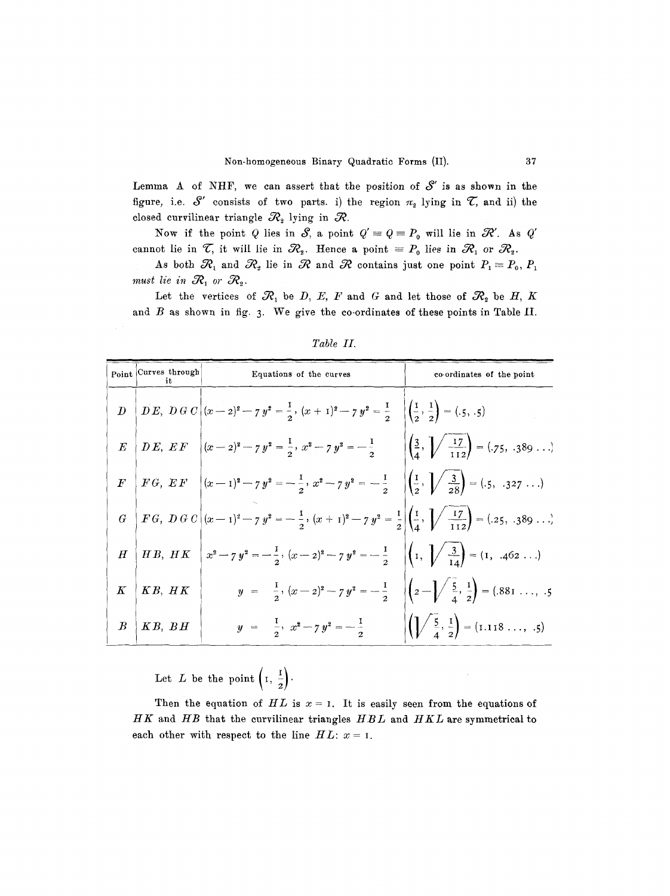Lemma A of NHF, we can assert that the position of $\mathcal{S}'$ is as shown in the figure, i.e. $\mathcal{S}'$ consists of two parts. i) the region $\pi_2$ lying in $\mathcal{T}$, and ii) the closed curvilinear triangle $\mathcal{R}_2$ lying in $\mathcal{R}$.

Now if the point $Q$ lies in $\mathcal{S}$, a point $Q' \equiv Q \equiv P_0$ will lie in $\mathcal{R}'$. As $Q'$ cannot lie in $\mathcal{T}$, it will lie in $\mathcal{R}_2$. Hence a point $\equiv P_0$ lies in $\mathcal{R}_1$ or $\mathcal{R}_2$.

As both $\mathcal{R}_1$ and $\mathcal{R}_2$ lie in $\mathcal{R}$ and $\mathcal{R}$ contains just one point $P_1 \equiv P_0$, $P_1$ *must lie in* $\mathcal{R}_1$ *or* $\mathcal{R}_2$.

Let the vertices of $\mathcal{R}_1$ be $D$, $E$, $F$ and $G$ and let those of $\mathcal{R}_2$ be $H$, $K$ and $B$ as shown in fig. 3. We give the co-ordinates of these points in Table II.

*Table II.*

| Point | Curves through it | Equations of the curves | co-ordinates of the point |
|---|---|---|---|
| $D$ | $DE$, $DGC$ | $(x-2)^2 - 7y^2 = \frac{1}{2}$, $(x+1)^2 - 7y^2 = \frac{1}{2}$ | $\left(\frac{1}{2}, \frac{1}{2}\right) = (.5, .5)$ |
| $E$ | $DE$, $EF$ | $(x-2)^2 - 7y^2 = \frac{1}{2}$, $x^2 - 7y^2 = -\frac{1}{2}$ | $\left(\frac{3}{4}, \sqrt{\frac{17}{112}}\right) = (.75, .389\ldots)$ |
| $F$ | $FG$, $EF$ | $(x-1)^2 - 7y^2 = -\frac{1}{2}$, $x^2 - 7y^2 = -\frac{1}{2}$ | $\left(\frac{1}{2}, \sqrt{\frac{3}{28}}\right) = (.5, .327\ldots)$ |
| $G$ | $FG$, $DGC$ | $(x-1)^2 - 7y^2 = -\frac{1}{2}$, $(x+1)^2 - 7y^2 = \frac{1}{2}$ | $\left(\frac{1}{4}, \sqrt{\frac{17}{112}}\right) = (.25, .389\ldots)$ |
| $H$ | $HB$, $HK$ | $x^2 - 7y^2 = -\frac{1}{2}$, $(x-2)^2 - 7y^2 = -\frac{1}{2}$ | $\left(1, \sqrt{\frac{3}{14}}\right) = (1, .462\ldots)$ |
| $K$ | $KB$, $HK$ | $y = \frac{1}{2}$, $(x-2)^2 - 7y^2 = -\frac{1}{2}$ | $\left(2 - \sqrt{\frac{5}{4}}, \frac{1}{2}\right) = (.881\ldots, .5)$ |
| $B$ | $KB$, $BH$ | $y = \frac{1}{2}$, $x^2 - 7y^2 = -\frac{1}{2}$ | $\left(\sqrt{\frac{5}{4}}, \frac{1}{2}\right) = (1.118\ldots, .5)$ |

Let $L$ be the point $\left(1, \frac{1}{2}\right)$.

Then the equation of $HL$ is $x = 1$. It is easily seen from the equations of $HK$ and $HB$ that the curvilinear triangles $HBL$ and $HKL$ are symmetrical to each other with respect to the line $HL$: $x = 1$.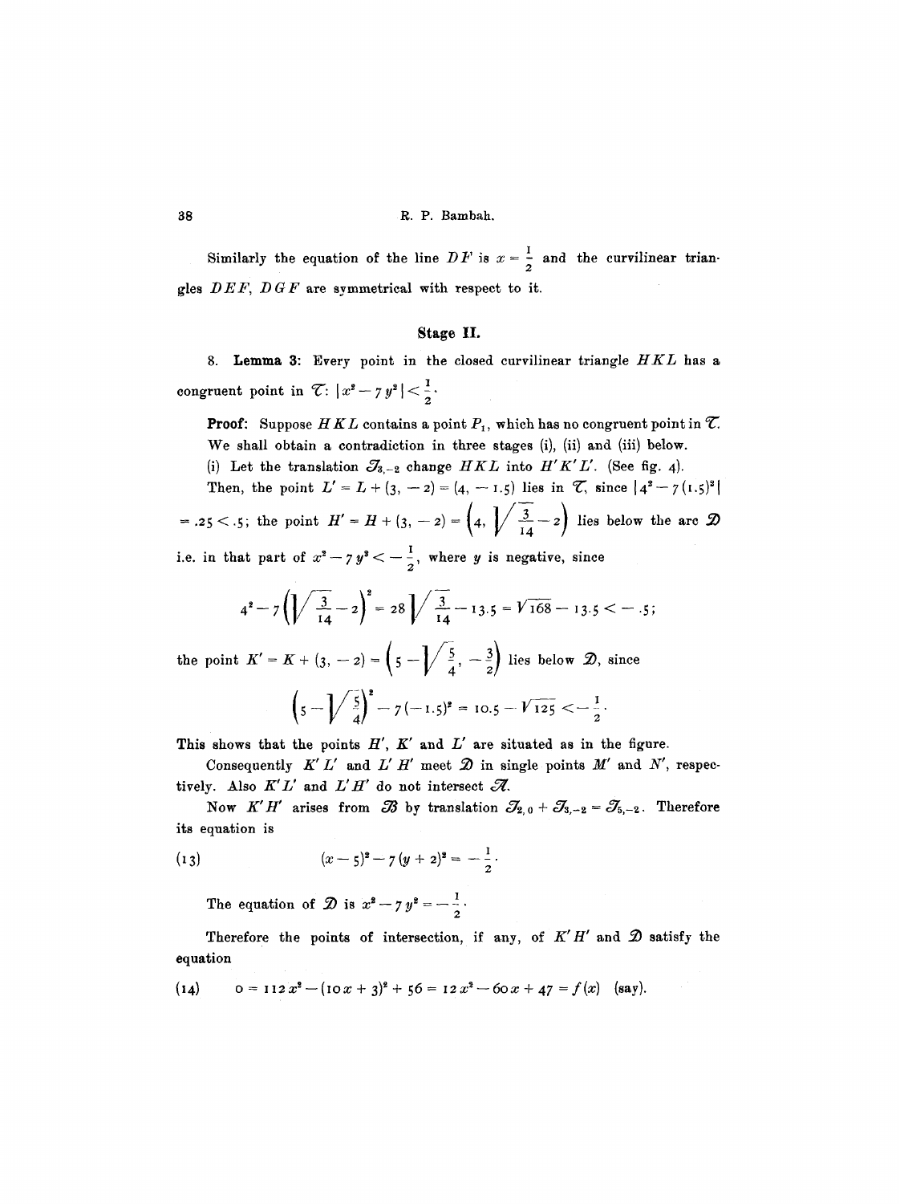Similarly the equation of the line $DF$ is $x = \frac{1}{2}$ and the curvilinear triangles $DEF$, $DGF$ are symmetrical with respect to it.

## Stage II.

8. **Lemma 3:** Every point in the closed curvilinear triangle $HKL$ has a congruent point in $\mathcal{T}$: $|x^2 - 7y^2| < \frac{1}{2}$.

**Proof:** Suppose $HKL$ contains a point $P_1$, which has no congruent point in $\mathcal{T}$. We shall obtain a contradiction in three stages (i), (ii) and (iii) below.

(i) Let the translation $\mathcal{T}_{3,-2}$ change $HKL$ into $H'K'L'$. (See fig. 4).

Then, the point $L' = L + (3, -2) = (4, -1.5)$ lies in $\mathcal{T}$, since $|4^2 - 7(1.5)^2| = .25 < .5$; the point $H' = H + (3, -2) = \left(4, \sqrt{\frac{3}{14}} - 2\right)$ lies below the arc $\mathcal{D}$ i.e. in that part of $x^2 - 7y^2 < -\frac{1}{2}$, where $y$ is negative, since

$$4^2 - 7\left(\sqrt{\frac{3}{14}} - 2\right)^2 = 28\sqrt{\frac{3}{14}} - 13.5 = \sqrt{168} - 13.5 < -.5;$$

the point $K' = K + (3, -2) = \left(5 - \sqrt{\frac{5}{4}}, -\frac{3}{2}\right)$ lies below $\mathcal{D}$, since

$$\left(5 - \sqrt{\frac{5}{4}}\right)^2 - 7(-1.5)^2 = 10.5 - \sqrt{125} < -\frac{1}{2}.$$

This shows that the points $H'$, $K'$ and $L'$ are situated as in the figure.

Consequently $K'L'$ and $L'H'$ meet $\mathcal{D}$ in single points $M'$ and $N'$, respectively. Also $K'L'$ and $L'H'$ do not intersect $\mathcal{A}$.

Now $K'H'$ arises from $\mathcal{B}$ by translation $\mathcal{T}_{2,0} + \mathcal{T}_{3,-2} = \mathcal{T}_{5,-2}$. Therefore its equation is

$$(x - 5)^2 - 7(y + 2)^2 = -\frac{1}{2}. \tag{13}$$

The equation of $\mathcal{D}$ is $x^2 - 7y^2 = -\frac{1}{2}$.

Therefore the points of intersection, if any, of $K'H'$ and $\mathcal{D}$ satisfy the equation

$$0 = 112x^2 - (10x + 3)^2 + 56 = 12x^2 - 60x + 47 = f(x) \quad \text{(say)}. \tag{14}$$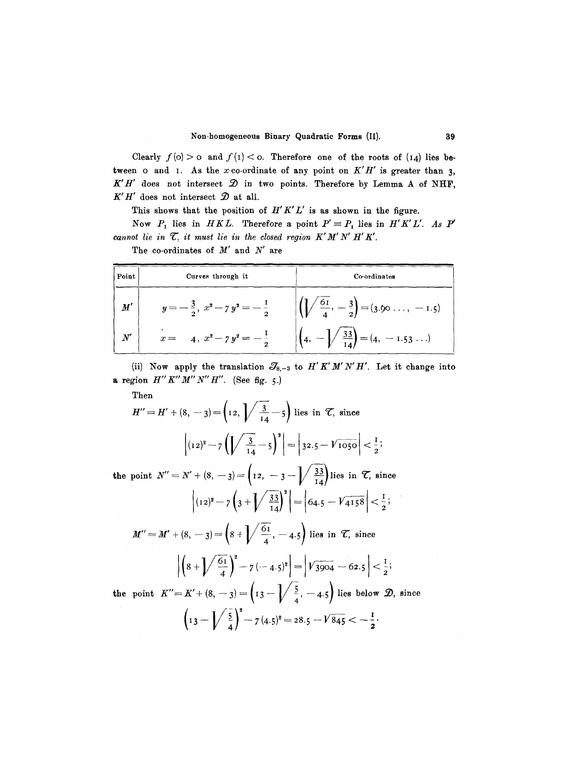Clearly $f(0) > 0$ and $f(1) < 0$. Therefore one of the roots of (14) lies between 0 and 1. As the $x$-co-ordinate of any point on $K'H'$ is greater than 3, $K'H'$ does not intersect $\mathfrak{D}$ in two points. Therefore by Lemma A of NHF, $K'H'$ does not intersect $\mathfrak{D}$ at all.

This shows that the position of $H'K'L'$ is as shown in the figure.

Now $P_1$ lies in $HKL$. Therefore a point $P' \equiv P_1$ lies in $H'K'L'$. *As $P'$ cannot lie in $\mathfrak{T}$, it must lie in the closed region $K'M'N'H'K'$.*

The co-ordinates of $M'$ and $N'$ are

| Point | Curves through it | Co-ordinates |
|---|---|---|
| $M'$ | $y = -\frac{3}{2},\ x^2 - 7y^2 = -\frac{1}{2}$ | $\left(\sqrt{\frac{61}{4}}, -\frac{3}{2}\right) = (3.90\ldots, -1.5)$ |
| $N'$ | $x = 4,\ x^2 - 7y^2 = -\frac{1}{2}$ | $\left(4, -\sqrt{\frac{33}{14}}\right) = (4, -1.53\ldots)$ |

(ii) Now apply the translation $\mathcal{T}_{8,-3}$ to $H'K'M'N'H'$. Let it change into a region $H''K''M''N''H''$. (See fig. 5.)

Then

$$H'' = H' + (8, -3) = \left(12, \sqrt{\frac{3}{14}} - 5\right) \text{ lies in } \mathfrak{T}, \text{ since}$$

$$\left|(12)^2 - 7\left(\sqrt{\frac{3}{14}} - 5\right)^2\right| = \left|32.5 - \sqrt{1050}\right| < \frac{1}{2};$$

the point $N'' = N' + (8, -3) = \left(12, -3 - \sqrt{\frac{33}{14}}\right)$ lies in $\mathfrak{T}$, since

$$\left|(12)^2 - 7\left(3 + \sqrt{\frac{33}{14}}\right)^2\right| = \left|64.5 - \sqrt{4158}\right| < \frac{1}{2};$$

$$M'' = M' + (8, -3) = \left(8 + \sqrt{\frac{61}{4}}, -4.5\right) \text{ lies in } \mathfrak{T}, \text{ since}$$

$$\left|\left(8 + \sqrt{\frac{61}{4}}\right)^2 - 7(-4.5)^2\right| = \left|\sqrt{3904} - 62.5\right| < \frac{1}{2};$$

the point $K'' = K' + (8, -3) = \left(13 - \sqrt{\frac{5}{4}}, -4.5\right)$ lies below $\mathfrak{D}$, since

$$\left(13 - \sqrt{\frac{5}{4}}\right)^2 - 7(4.5)^2 = 28.5 - \sqrt{845} < -\frac{1}{2}.$$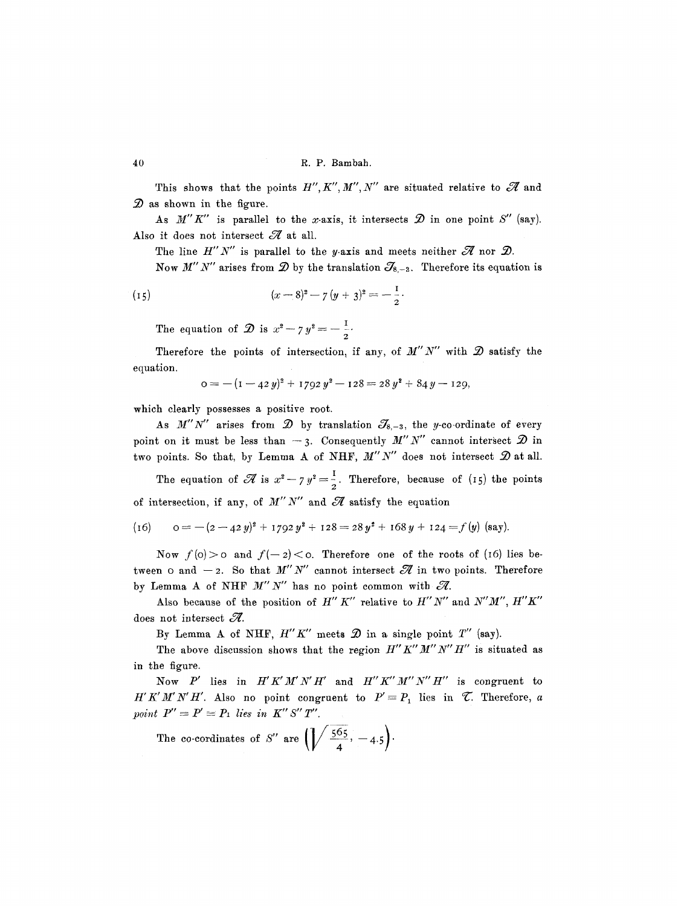This shows that the points $H'', K'', M'', N''$ are situated relative to $\mathscr{A}$ and $\mathscr{D}$ as shown in the figure.

As $M''K''$ is parallel to the $x$-axis, it intersects $\mathscr{D}$ in one point $S''$ (say). Also it does not intersect $\mathscr{A}$ at all.

The line $H''N''$ is parallel to the $y$-axis and meets neither $\mathscr{A}$ nor $\mathscr{D}$.

Now $M''N''$ arises from $\mathscr{D}$ by the translation $\mathscr{T}_{8,-3}$. Therefore its equation is

$$(x-8)^2 - 7(y+3)^2 = -\frac{1}{2}. \tag{15}$$

The equation of $\mathscr{D}$ is $x^2 - 7y^2 = -\frac{1}{2}$.

Therefore the points of intersection, if any, of $M''N''$ with $\mathscr{D}$ satisfy the equation.

$$0 = -(1-42y)^2 + 1792y^2 - 128 = 28y^2 + 84y - 129,$$

which clearly possesses a positive root.

As $M''N''$ arises from $\mathscr{D}$ by translation $\mathscr{T}_{8,-3}$, the $y$-co-ordinate of every point on it must be less than $-3$. Consequently $M''N''$ cannot intersect $\mathscr{D}$ in two points. So that, by Lemma A of NHF, $M''N''$ does not intersect $\mathscr{D}$ at all.

The equation of $\mathscr{A}$ is $x^2 - 7y^2 = \frac{1}{2}$. Therefore, because of (15) the points of intersection, if any, of $M''N''$ and $\mathscr{A}$ satisfy the equation

$$0 = -(2-42y)^2 + 1792y^2 + 128 = 28y^2 + 168y + 124 = f(y) \text{ (say)}. \tag{16}$$

Now $f(0) > 0$ and $f(-2) < 0$. Therefore one of the roots of (16) lies between $0$ and $-2$. So that $M''N''$ cannot intersect $\mathscr{A}$ in two points. Therefore by Lemma A of NHF $M''N''$ has no point common with $\mathscr{A}$.

Also because of the position of $H''K''$ relative to $H''N''$ and $N''M''$, $H''K''$ does not intersect $\mathscr{A}$.

By Lemma A of NHF, $H''K''$ meets $\mathscr{D}$ in a single point $T''$ (say).

The above discussion shows that the region $H''K''M''N''H''$ is situated as in the figure.

Now $P'$ lies in $H'K'M'N'H'$ and $H''K''M''N''H''$ is congruent to $H'K'M'N'H'$. Also no point congruent to $P' \equiv P_1$ lies in $\mathscr{T}$. Therefore, *a point $P'' \equiv P' \equiv P_1$ lies in $K''S''T''$.*

The co-ordinates of $S''$ are $\left(\sqrt{\frac{565}{4}}, -4.5\right)$.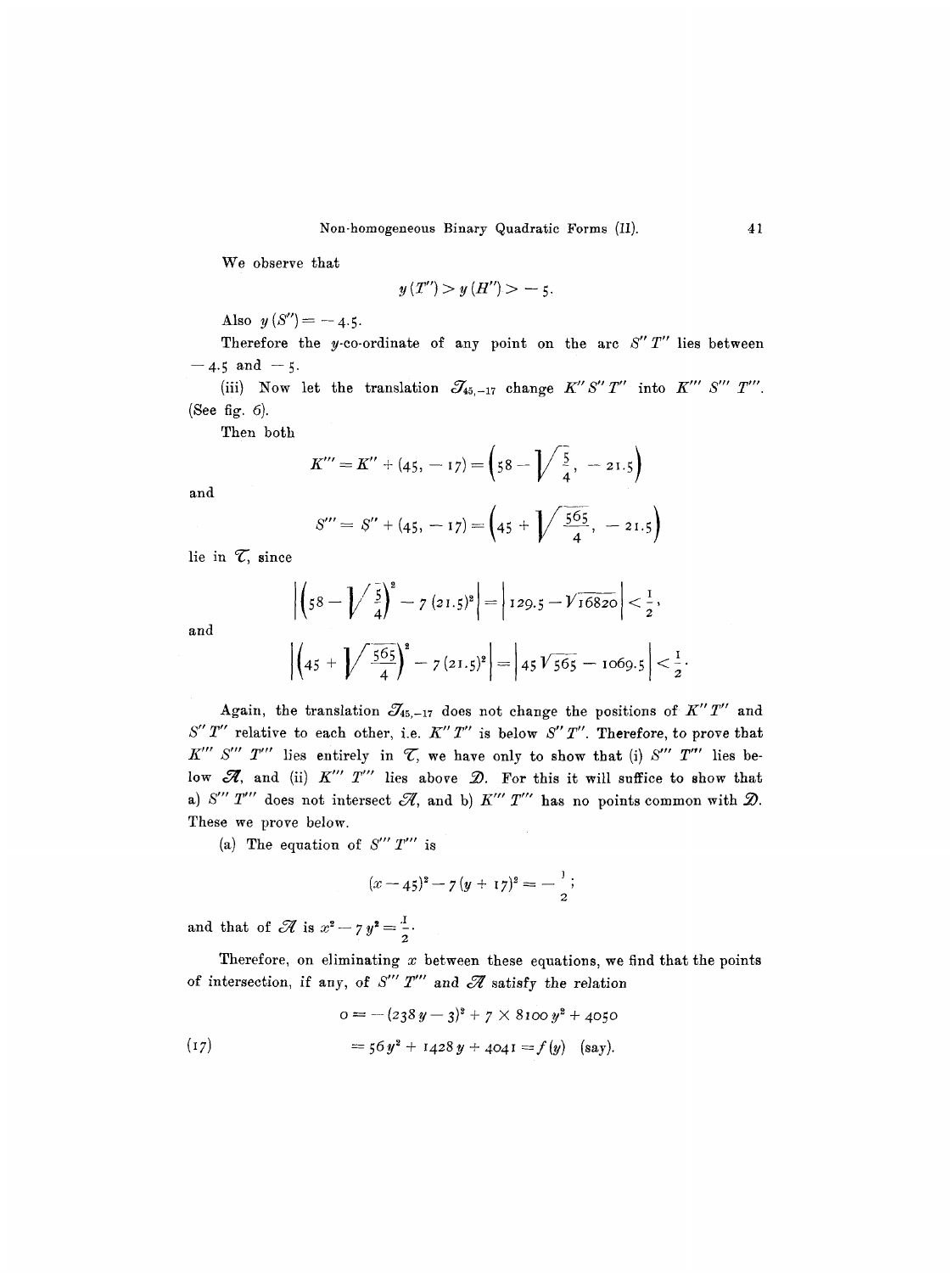We observe that

$$y(T'') > y(H'') > -5.$$

Also $y(S'') = -4.5$.

Therefore the $y$-co-ordinate of any point on the arc $S''T''$ lies between $-4.5$ and $-5$.

(iii) Now let the translation $\mathcal{T}_{45,-17}$ change $K''S''T''$ into $K'''S'''T'''$. (See fig. 6).

Then both

$$K''' = K'' + (45, -17) = \left(58 - \sqrt{\frac{5}{4}},\ -21.5\right)$$

and

$$S''' = S'' + (45, -17) = \left(45 + \sqrt{\frac{565}{4}},\ -21.5\right)$$

lie in $\mathcal{C}$, since

$$\left|\left(58 - \sqrt{\frac{5}{4}}\right)^2 - 7(21.5)^2\right| = \left|129.5 - \sqrt{16820}\right| < \frac{1}{2},$$

and

$$\left|\left(45 + \sqrt{\frac{565}{4}}\right)^2 - 7(21.5)^2\right| = \left|45\sqrt{565} - 1069.5\right| < \frac{1}{2}.$$

Again, the translation $\mathcal{T}_{45,-17}$ does not change the positions of $K''T''$ and $S''T''$ relative to each other, i.e. $K''T''$ is below $S''T''$. Therefore, to prove that $K'''S'''T'''$ lies entirely in $\mathcal{C}$, we have only to show that (i) $S'''T'''$ lies below $\mathcal{A}$, and (ii) $K'''T'''$ lies above $\mathcal{D}$. For this it will suffice to show that a) $S'''T'''$ does not intersect $\mathcal{A}$, and b) $K'''T'''$ has no points common with $\mathcal{D}$. These we prove below.

(a) The equation of $S'''T'''$ is

$$(x - 45)^2 - 7(y + 17)^2 = -\frac{1}{2};$$

and that of $\mathcal{A}$ is $x^2 - 7y^2 = \frac{1}{2}$.

Therefore, on eliminating $x$ between these equations, we find that the points of intersection, if any, of $S'''T'''$ and $\mathcal{A}$ satisfy the relation

$$\begin{aligned} 0 &= -(238y - 3)^2 + 7 \times 8100y^2 + 4050 \\ &= 56y^2 + 1428y + 4041 = f(y) \quad \text{(say)}. \end{aligned} \tag{17}$$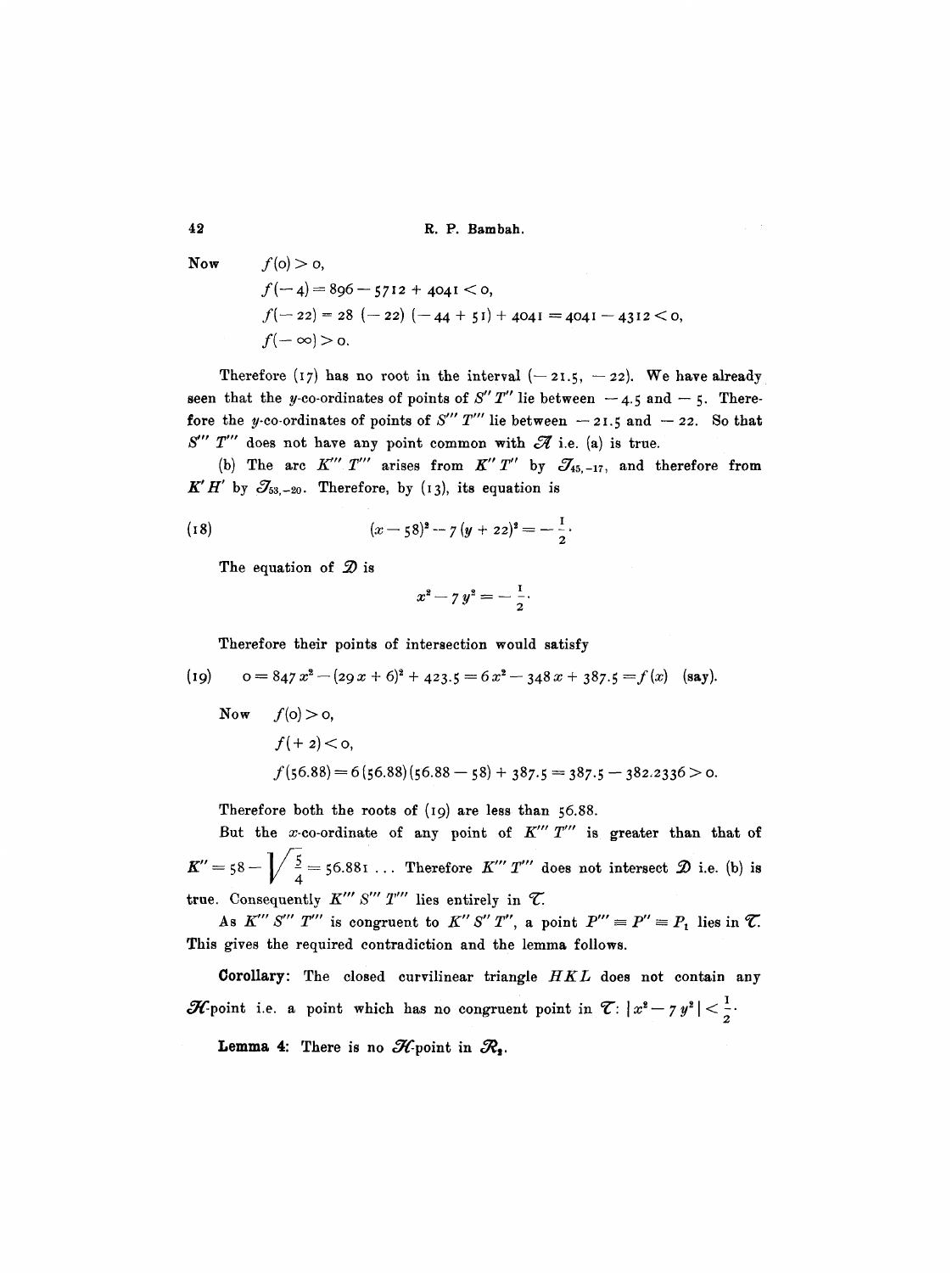Now
$$f(0) > 0,$$
$$f(-4) = 896 - 5712 + 4041 < 0,$$
$$f(-22) = 28\,(-22)\,(-44 + 51) + 4041 = 4041 - 4312 < 0,$$
$$f(-\infty) > 0.$$

Therefore (17) has no root in the interval $(-21.5, -22)$. We have already seen that the $y$-co-ordinates of points of $S''T''$ lie between $-4.5$ and $-5$. Therefore the $y$-co-ordinates of points of $S'''T'''$ lie between $-21.5$ and $-22$. So that $S'''T'''$ does not have any point common with $\mathcal{A}$ i.e. (a) is true.

(b) The arc $K'''T'''$ arises from $K''T''$ by $\mathcal{T}_{45,-17}$, and therefore from $K'H'$ by $\mathcal{T}_{53,-20}$. Therefore, by (13), its equation is

$$(18) \qquad (x - 58)^2 - 7\,(y + 22)^2 = -\frac{1}{2}.$$

The equation of $\mathcal{D}$ is

$$x^2 - 7\,y^2 = -\frac{1}{2}.$$

Therefore their points of intersection would satisfy

$$(19) \qquad 0 = 847\,x^2 - (29\,x + 6)^2 + 423.5 = 6\,x^2 - 348\,x + 387.5 = f(x) \quad \text{(say)}.$$

Now
$$f(0) > 0,$$
$$f(+2) < 0,$$
$$f(56.88) = 6\,(56.88)\,(56.88 - 58) + 387.5 = 387.5 - 382.2336 > 0.$$

Therefore both the roots of (19) are less than $56.88$.

But the $x$-co-ordinate of any point of $K'''T'''$ is greater than that of $K'' = 58 - \sqrt{\frac{5}{4}} = 56.881 \ldots$ Therefore $K'''T'''$ does not intersect $\mathcal{D}$ i.e. (b) is true. Consequently $K'''S'''T'''$ lies entirely in $\mathcal{T}$.

As $K'''S'''T'''$ is congruent to $K''S''T''$, a point $P''' \equiv P'' \equiv P_1$ lies in $\mathcal{T}$. This gives the required contradiction and the lemma follows.

**Corollary:** The closed curvilinear triangle $HKL$ does not contain any $\mathcal{H}$-point i.e. a point which has no congruent point in $\mathcal{T}$: $|x^2 - 7\,y^2| < \frac{1}{2}$.

**Lemma 4:** There is no $\mathcal{H}$-point in $\mathcal{R}_2$.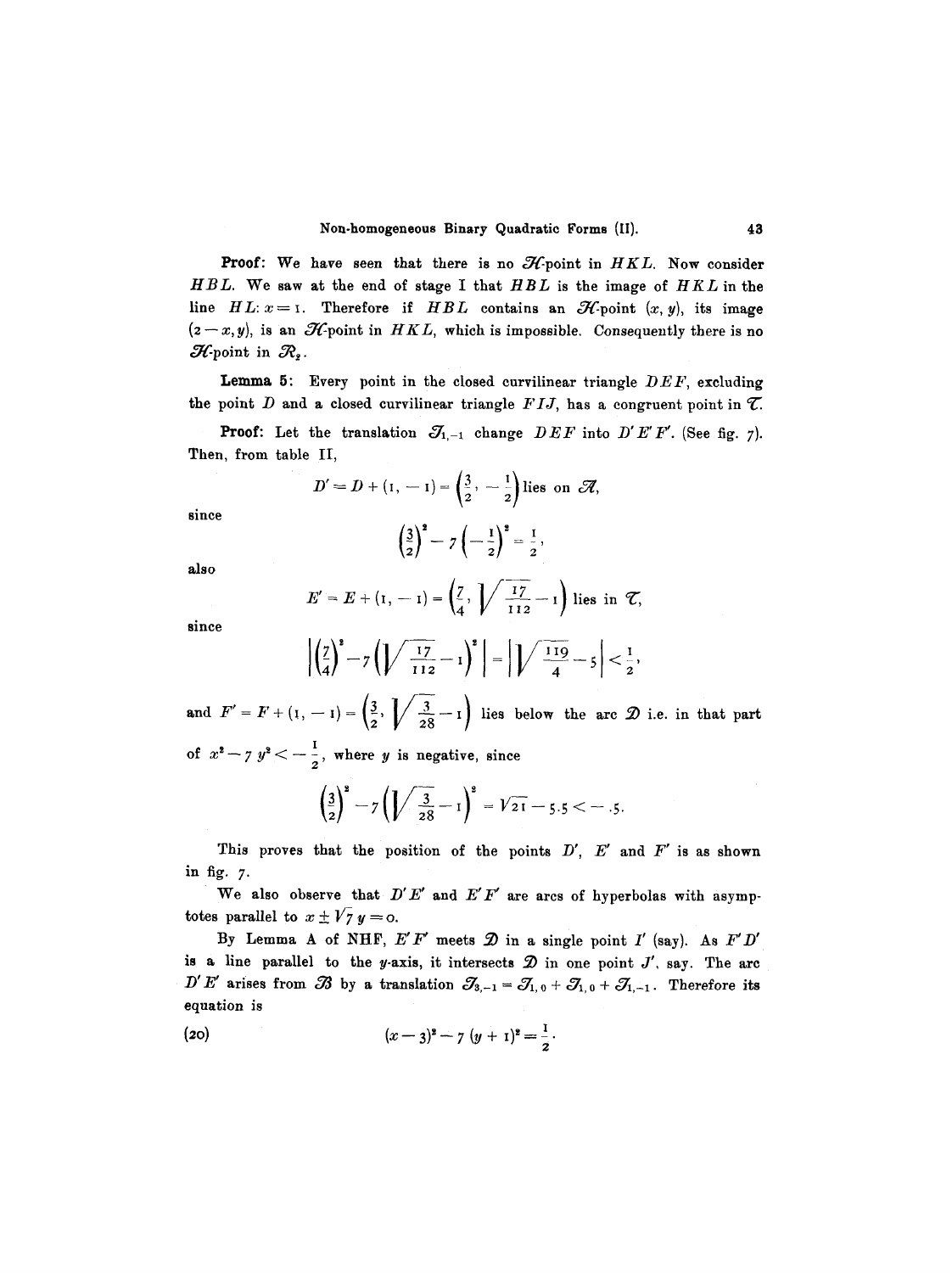**Proof:** We have seen that there is no $\mathcal{H}$-point in $HKL$. Now consider $HBL$. We saw at the end of stage I that $HBL$ is the image of $HKL$ in the line $HL$: $x = 1$. Therefore if $HBL$ contains an $\mathcal{H}$-point $(x, y)$, its image $(2 - x, y)$, is an $\mathcal{H}$-point in $HKL$, which is impossible. Consequently there is no $\mathcal{H}$-point in $\mathcal{R}_2$.

**Lemma 5:** Every point in the closed curvilinear triangle $DEF$, excluding the point $D$ and a closed curvilinear triangle $FIJ$, has a congruent point in $\mathcal{T}$.

**Proof:** Let the translation $\mathcal{T}_{1,-1}$ change $DEF$ into $D'E'F'$. (See fig. 7). Then, from table II,

$$D' = D + (1, -1) = \left(\frac{3}{2}, -\frac{1}{2}\right) \text{ lies on } \mathcal{A},$$

since

$$\left(\frac{3}{2}\right)^2 - 7\left(-\frac{1}{2}\right)^2 = \frac{1}{2},$$

also

$$E' = E + (1, -1) = \left(\frac{7}{4}, \sqrt{\frac{17}{112}} - 1\right) \text{ lies in } \mathcal{T},$$

since

$$\left|\left(\frac{7}{4}\right)^2 - 7\left(\sqrt{\frac{17}{112}} - 1\right)^2\right| = \left|\sqrt{\frac{119}{4}} - 5\right| < \frac{1}{2},$$

and $F' = F + (1, -1) = \left(\frac{3}{2}, \sqrt{\frac{3}{28}} - 1\right)$ lies below the arc $\mathcal{D}$ i.e. in that part of $x^2 - 7y^2 < -\frac{1}{2}$, where $y$ is negative, since

$$\left(\frac{3}{2}\right)^2 - 7\left(\sqrt{\frac{3}{28}} - 1\right)^2 = \sqrt{21} - 5.5 < -.5.$$

This proves that the position of the points $D'$, $E'$ and $F'$ is as shown in fig. 7.

We also observe that $D'E'$ and $E'F'$ are arcs of hyperbolas with asymptotes parallel to $x \pm \sqrt{7}\, y = 0$.

By Lemma A of NHF, $E'F'$ meets $\mathcal{D}$ in a single point $I'$ (say). As $F'D'$ is a line parallel to the $y$-axis, it intersects $\mathcal{D}$ in one point $J'$, say. The arc $D'E'$ arises from $\mathcal{B}$ by a translation $\mathcal{T}_{3,-1} = \mathcal{T}_{1,0} + \mathcal{T}_{1,0} + \mathcal{T}_{1,-1}$. Therefore its equation is

$$(20) \qquad\qquad (x - 3)^2 - 7(y + 1)^2 = \frac{1}{2}.$$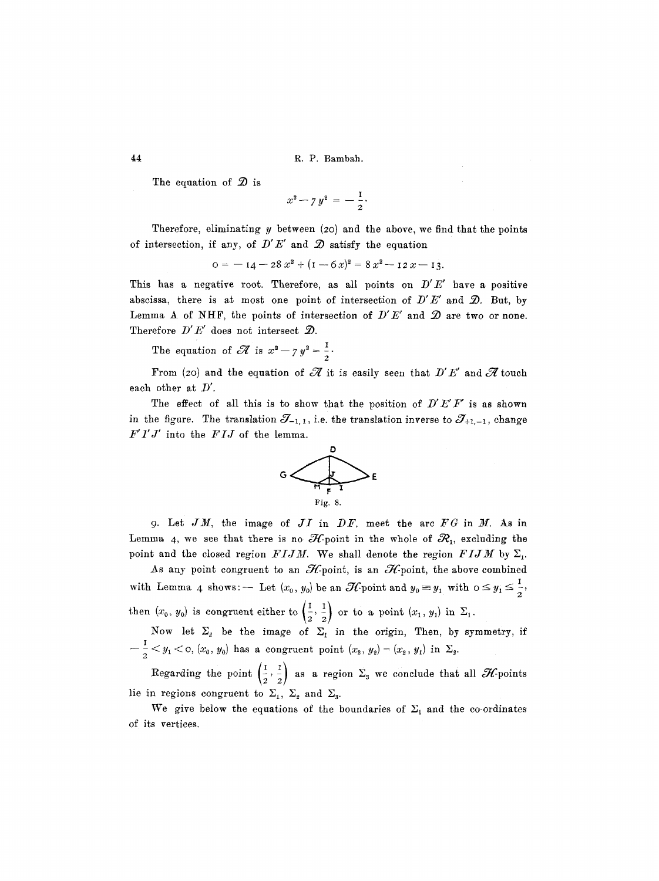The equation of $\mathcal{D}$ is

$$x^2 - 7y^2 = -\frac{1}{2}.$$

Therefore, eliminating $y$ between (20) and the above, we find that the points of intersection, if any, of $D'E'$ and $\mathcal{D}$ satisfy the equation

$$0 = -14 - 28x^2 + (1 - 6x)^2 = 8x^2 - 12x - 13.$$

This has a negative root. Therefore, as all points on $D'E'$ have a positive abscissa, there is at most one point of intersection of $D'E'$ and $\mathcal{D}$. But, by Lemma A of NHF, the points of intersection of $D'E'$ and $\mathcal{D}$ are two or none. Therefore $D'E'$ does not intersect $\mathcal{D}$.

The equation of $\mathcal{A}$ is $x^2 - 7y^2 = \frac{1}{2}$.

From (20) and the equation of $\mathcal{A}$ it is easily seen that $D'E'$ and $\mathcal{A}$ touch each other at $D'$.

The effect of all this is to show that the position of $D'E'F'$ is as shown in the figure. The translation $\mathcal{T}_{-1,1}$, i.e. the translation inverse to $\mathcal{T}_{+1,-1}$, change $F'I'J'$ into the $FIJ$ of the lemma.

Fig. 8.

9. Let $JM$, the image of $JI$ in $DF$, meet the arc $FG$ in $M$. As in Lemma 4, we see that there is no $\mathcal{H}$-point in the whole of $\mathcal{R}_1$, excluding the point and the closed region $FIJM$. We shall denote the region $FIJM$ by $\Sigma_1$.

As any point congruent to an $\mathcal{H}$-point, is an $\mathcal{H}$-point, the above combined with Lemma 4 shows: — Let $(x_0, y_0)$ be an $\mathcal{H}$-point and $y_0 \equiv y_1$ with $0 \leq y_1 \leq \frac{1}{2}$, then $(x_0, y_0)$ is congruent either to $\left(\frac{1}{2}, \frac{1}{2}\right)$ or to a point $(x_1, y_1)$ in $\Sigma_1$.

Now let $\Sigma_2$ be the image of $\Sigma_1$ in the origin, Then, by symmetry, if $-\frac{1}{2} < y_1 < 0$, $(x_0, y_0)$ has a congruent point $(x_2, y_2) = (x_2, y_1)$ in $\Sigma_2$.

Regarding the point $\left(\frac{1}{2}, \frac{1}{2}\right)$ as a region $\Sigma_3$ we conclude that all $\mathcal{H}$-points lie in regions congruent to $\Sigma_1$, $\Sigma_2$ and $\Sigma_3$.

We give below the equations of the boundaries of $\Sigma_1$ and the co-ordinates of its vertices.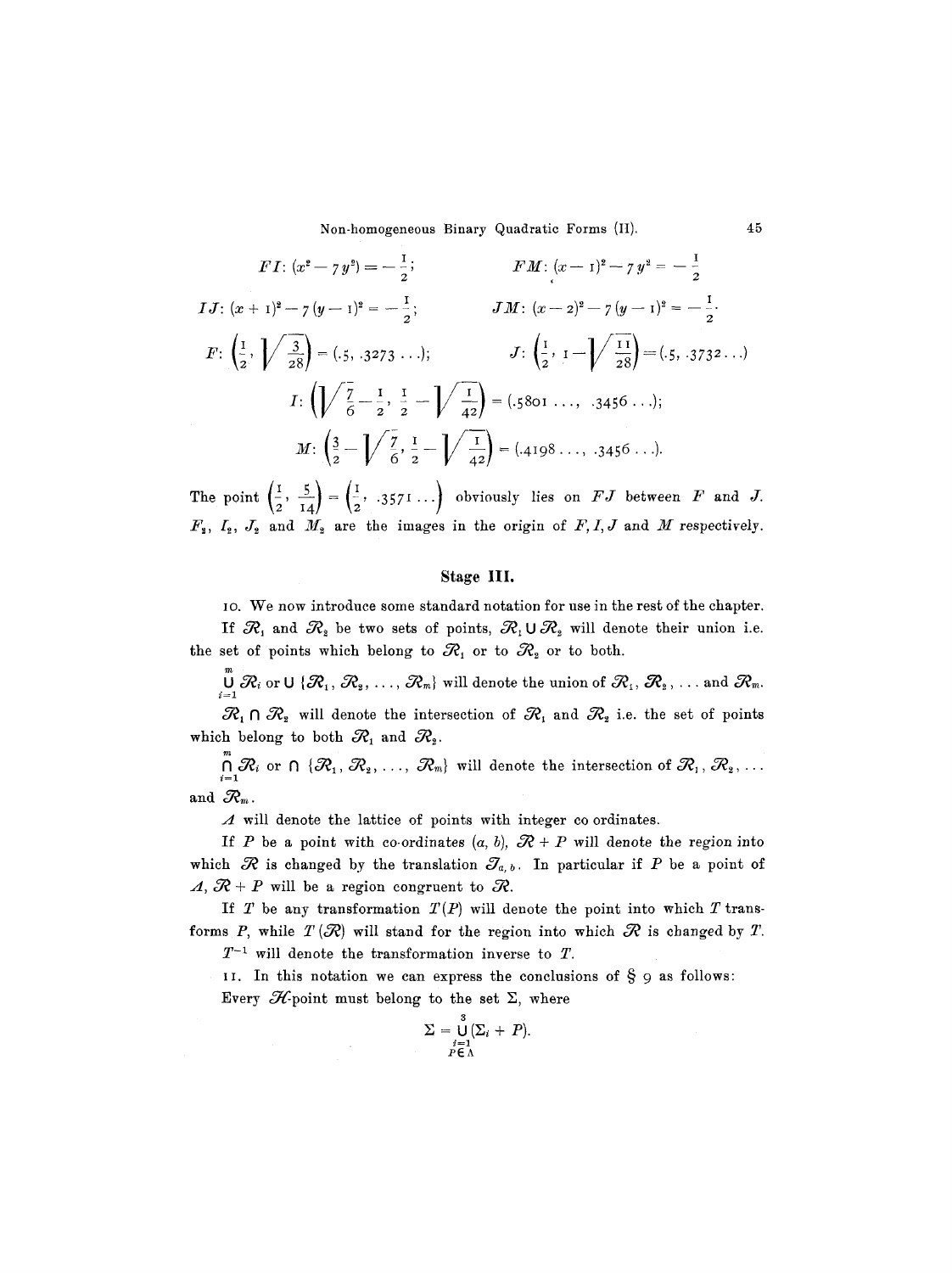$$FI: (x^2 - 7y^2) = -\frac{1}{2}; \qquad FM: (x-1)^2 - 7y^2 = -\frac{1}{2}$$

$$IJ: (x+1)^2 - 7(y-1)^2 = -\frac{1}{2}; \qquad JM: (x-2)^2 - 7(y-1)^2 = -\frac{1}{2}.$$

$$F: \left(\frac{1}{2}, \sqrt{\frac{3}{28}}\right) = (.5, .3273\ldots); \qquad J: \left(\frac{1}{2}, 1 - \sqrt{\frac{11}{28}}\right) = (.5, .3732\ldots)$$

$$I: \left(\sqrt{\frac{7}{6}} - \frac{1}{2}, \frac{1}{2} - \sqrt{\frac{1}{42}}\right) = (.5801\ldots, .3456\ldots);$$

$$M: \left(\frac{3}{2} - \sqrt{\frac{7}{6}}, \frac{1}{2} - \sqrt{\frac{1}{42}}\right) = (.4198\ldots, .3456\ldots).$$

The point $\left(\frac{1}{2}, \frac{5}{14}\right) = \left(\frac{1}{2}, .3571\ldots\right)$ obviously lies on $FJ$ between $F$ and $J$. $F_2$, $I_2$, $J_2$ and $M_2$ are the images in the origin of $F, I, J$ and $M$ respectively.

### Stage III.

10. We now introduce some standard notation for use in the rest of the chapter.

If $\mathcal{R}_1$ and $\mathcal{R}_2$ be two sets of points, $\mathcal{R}_1 \cup \mathcal{R}_2$ will denote their union i.e. the set of points which belong to $\mathcal{R}_1$ or to $\mathcal{R}_2$ or to both.

$\bigcup_{i=1}^{m} \mathcal{R}_i$ or $\bigcup \{\mathcal{R}_1, \mathcal{R}_2, \ldots, \mathcal{R}_m\}$ will denote the union of $\mathcal{R}_1, \mathcal{R}_2, \ldots$ and $\mathcal{R}_m$.

$\mathcal{R}_1 \cap \mathcal{R}_2$ will denote the intersection of $\mathcal{R}_1$ and $\mathcal{R}_2$ i.e. the set of points which belong to both $\mathcal{R}_1$ and $\mathcal{R}_2$.

$\bigcap_{i=1}^{m} \mathcal{R}_i$ or $\bigcap \{\mathcal{R}_1, \mathcal{R}_2, \ldots, \mathcal{R}_m\}$ will denote the intersection of $\mathcal{R}_1, \mathcal{R}_2, \ldots$ and $\mathcal{R}_m$.

$\Lambda$ will denote the lattice of points with integer co ordinates.

If $P$ be a point with co-ordinates $(a, b)$, $\mathcal{R} + P$ will denote the region into which $\mathcal{R}$ is changed by the translation $\mathcal{T}_{a,b}$. In particular if $P$ be a point of $\Lambda$, $\mathcal{R} + P$ will be a region congruent to $\mathcal{R}$.

If $T$ be any transformation $T(P)$ will denote the point into which $T$ transforms $P$, while $T(\mathcal{R})$ will stand for the region into which $\mathcal{R}$ is changed by $T$.

$T^{-1}$ will denote the transformation inverse to $T$.

11. In this notation we can express the conclusions of § 9 as follows:

Every $\mathcal{H}$-point must belong to the set $\Sigma$, where

$$\Sigma = \bigcup_{\substack{i=1 \\ P \in \Lambda}}^{3} (\Sigma_i + P).$$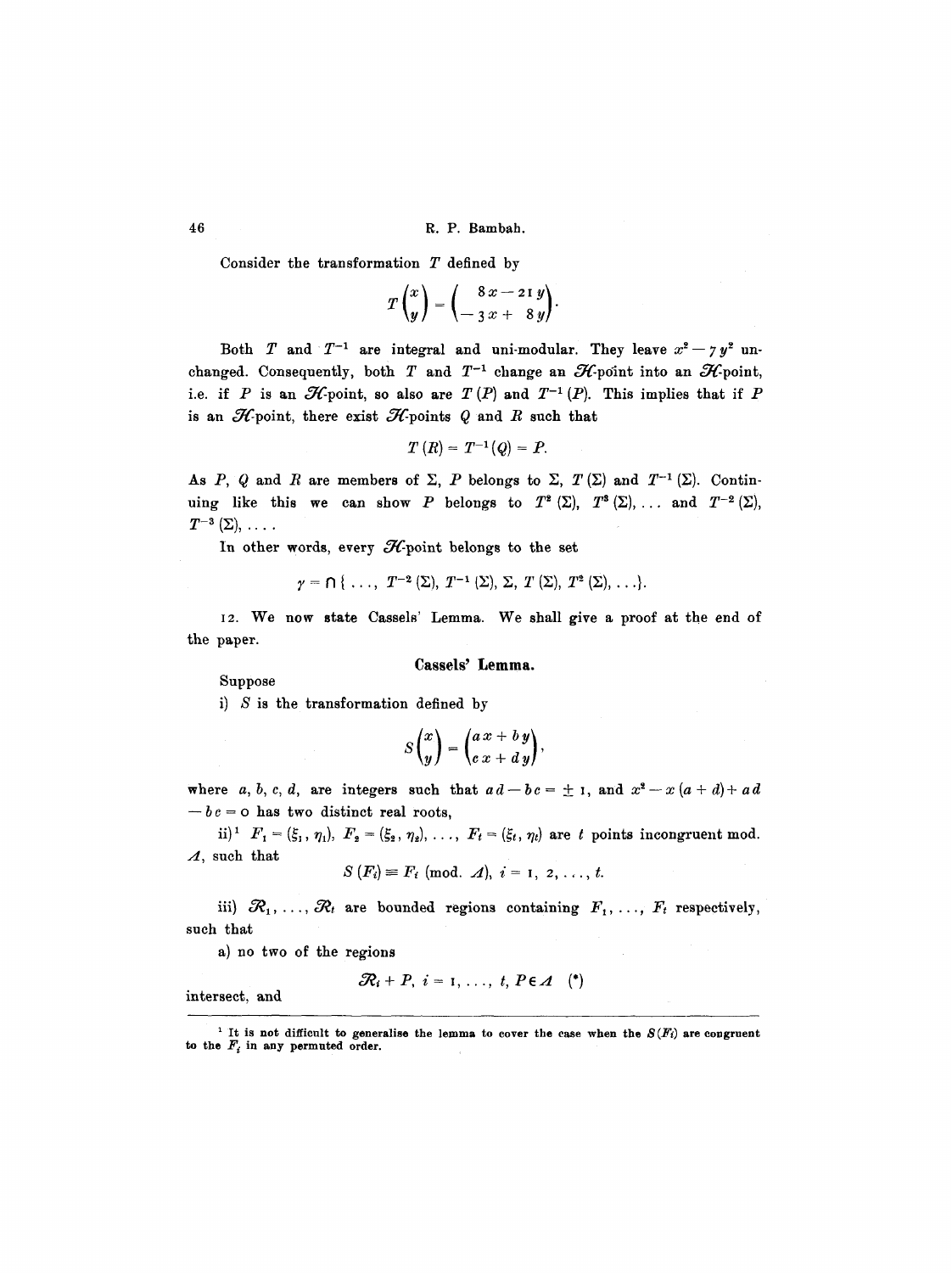Consider the transformation $T$ defined by

$$T\begin{pmatrix} x \\ y \end{pmatrix} = \begin{pmatrix} 8x - 21y \\ -3x + 8y \end{pmatrix}.$$

Both $T$ and $T^{-1}$ are integral and uni-modular. They leave $x^2 - 7y^2$ unchanged. Consequently, both $T$ and $T^{-1}$ change an $\mathcal{H}$-point into an $\mathcal{H}$-point, i.e. if $P$ is an $\mathcal{H}$-point, so also are $T(P)$ and $T^{-1}(P)$. This implies that if $P$ is an $\mathcal{H}$-point, there exist $\mathcal{H}$-points $Q$ and $R$ such that

$$T(R) = T^{-1}(Q) = P.$$

As $P$, $Q$ and $R$ are members of $\Sigma$, $P$ belongs to $\Sigma$, $T(\Sigma)$ and $T^{-1}(\Sigma)$. Continuing like this we can show $P$ belongs to $T^2(\Sigma)$, $T^3(\Sigma), \ldots$ and $T^{-2}(\Sigma)$, $T^{-3}(\Sigma), \ldots$.

In other words, every $\mathcal{H}$-point belongs to the set

$$\gamma = \cap \{\ldots, T^{-2}(\Sigma), T^{-1}(\Sigma), \Sigma, T(\Sigma), T^2(\Sigma), \ldots\}.$$

12. We now state Cassels' Lemma. We shall give a proof at the end of the paper.

## Cassels' Lemma.

Suppose

i) $S$ is the transformation defined by

$$S\begin{pmatrix} x \\ y \end{pmatrix} = \begin{pmatrix} ax + by \\ cx + dy \end{pmatrix},$$

where $a, b, c, d$, are integers such that $ad - bc = \pm 1$, and $x^2 - x(a + d) + ad - bc = 0$ has two distinct real roots,

ii)[1] $F_1 = (\xi_1, \eta_1)$, $F_2 = (\xi_2, \eta_2), \ldots, F_t = (\xi_t, \eta_t)$ are $t$ points incongruent mod. $\Lambda$, such that

$$S(F_i) \equiv F_i \pmod{\Lambda}, \; i = 1, 2, \ldots, t.$$

iii) $\mathcal{R}_1, \ldots, \mathcal{R}_t$ are bounded regions containing $F_1, \ldots, F_t$ respectively, such that

a) no two of the regions

$$\mathcal{R}_i + P, \; i = 1, \ldots, t, \; P \in \Lambda \quad (*)$$

intersect, and

---

[1] It is not difficult to generalise the lemma to cover the case when the $S(F_i)$ are congruent to the $F_i$ in any permuted order.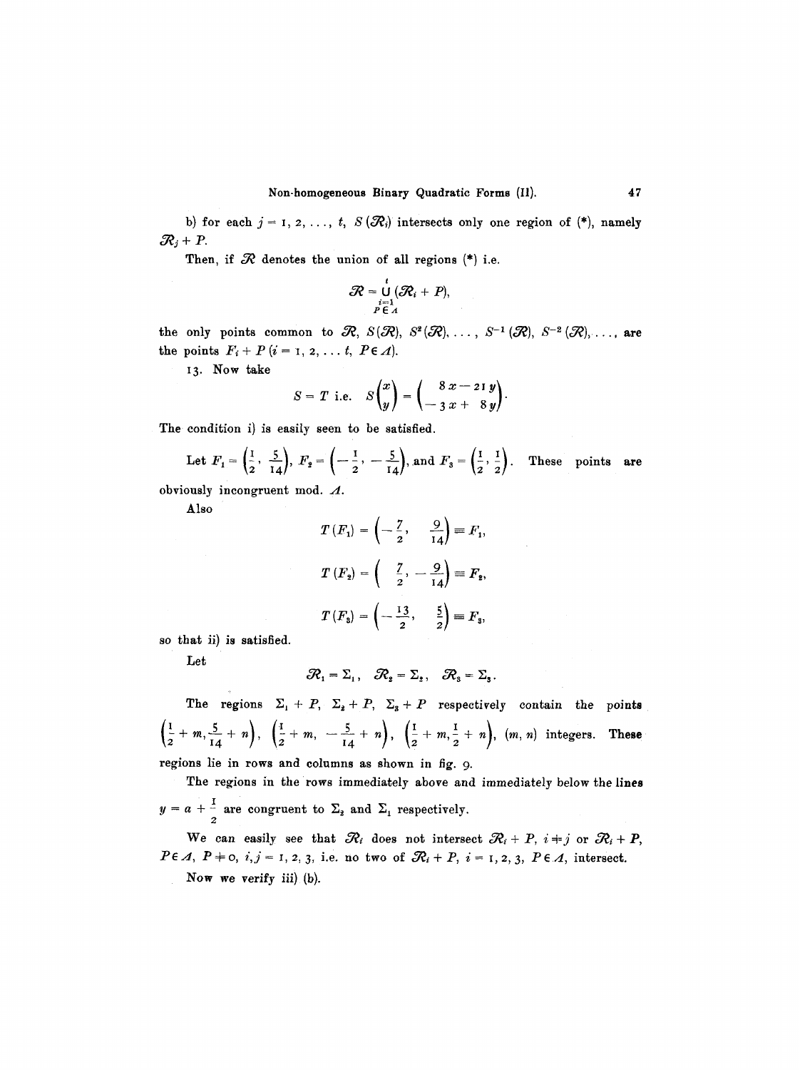b) for each $j = 1, 2, \ldots, t$, $S(\mathcal{R}_j)$ intersects only one region of (\*), namely $\mathcal{R}_j + P$.

Then, if $\mathcal{R}$ denotes the union of all regions (\*) i.e.

$$\mathcal{R} = \bigcup_{\substack{i=1 \\ P \in \Lambda}}^{t} (\mathcal{R}_i + P),$$

the only points common to $\mathcal{R}$, $S(\mathcal{R})$, $S^2(\mathcal{R}), \ldots$, $S^{-1}(\mathcal{R})$, $S^{-2}(\mathcal{R}), \ldots$, are the points $F_i + P$ $(i = 1, 2, \ldots t,\ P \in \Lambda)$.

13. Now take

$$S = T \text{ i.e. } S\begin{pmatrix} x \\ y \end{pmatrix} = \begin{pmatrix} 8x - 21y \\ -3x + 8y \end{pmatrix}.$$

The condition i) is easily seen to be satisfied.

Let $F_1 = \left(\frac{1}{2}, \frac{5}{14}\right)$, $F_2 = \left(-\frac{1}{2}, -\frac{5}{14}\right)$, and $F_3 = \left(\frac{1}{2}, \frac{1}{2}\right)$. These points are obviously incongruent mod. $\Lambda$.

Also

$$T(F_1) = \left(-\frac{7}{2}, \quad \frac{9}{14}\right) \equiv F_1,$$

$$T(F_2) = \left(\quad \frac{7}{2}, -\frac{9}{14}\right) \equiv F_2,$$

$$T(F_3) = \left(-\frac{13}{2}, \quad \frac{5}{2}\right) \equiv F_3,$$

so that ii) is satisfied.

Let

$$\mathcal{R}_1 = \Sigma_1, \quad \mathcal{R}_2 = \Sigma_2, \quad \mathcal{R}_3 = \Sigma_3.$$

The regions $\Sigma_1 + P$, $\Sigma_2 + P$, $\Sigma_3 + P$ respectively contain the points $\left(\frac{1}{2} + m, \frac{5}{14} + n\right)$, $\left(\frac{1}{2} + m, -\frac{5}{14} + n\right)$, $\left(\frac{1}{2} + m, \frac{1}{2} + n\right)$, $(m, n)$ integers. These regions lie in rows and columns as shown in fig. 9.

The regions in the rows immediately above and immediately below the lines $y = a + \frac{1}{2}$ are congruent to $\Sigma_2$ and $\Sigma_1$ respectively.

We can easily see that $\mathcal{R}_i$ does not intersect $\mathcal{R}_i + P$, $i \neq j$ or $\mathcal{R}_i + P$, $P \in \Lambda$, $P \neq 0$, $i, j = 1, 2, 3$, i.e. no two of $\mathcal{R}_i + P$, $i = 1, 2, 3$, $P \in \Lambda$, intersect.

Now we verify iii) (b).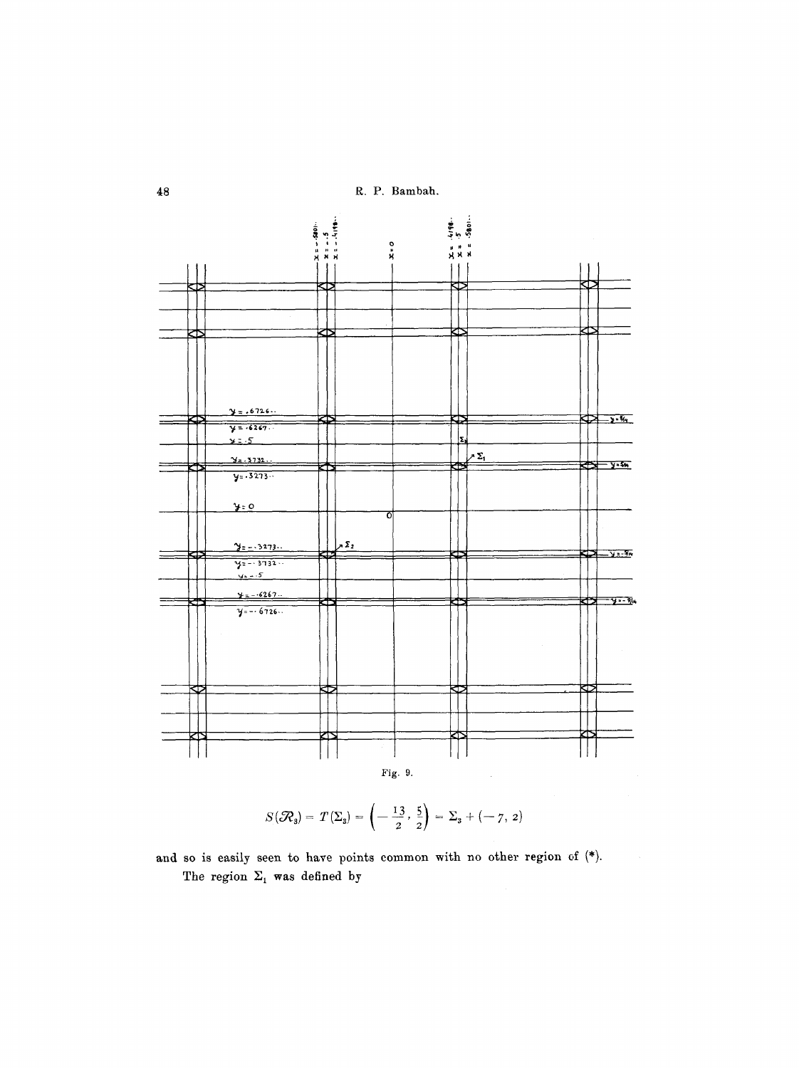Fig. 9.

$$S(\mathcal{R}_3) = T(\Sigma_3) = \left(-\frac{13}{2}, \frac{5}{2}\right) = \Sigma_3 + (-7, 2)$$

and so is easily seen to have points common with no other region of (*).

The region $\Sigma_1$ was defined by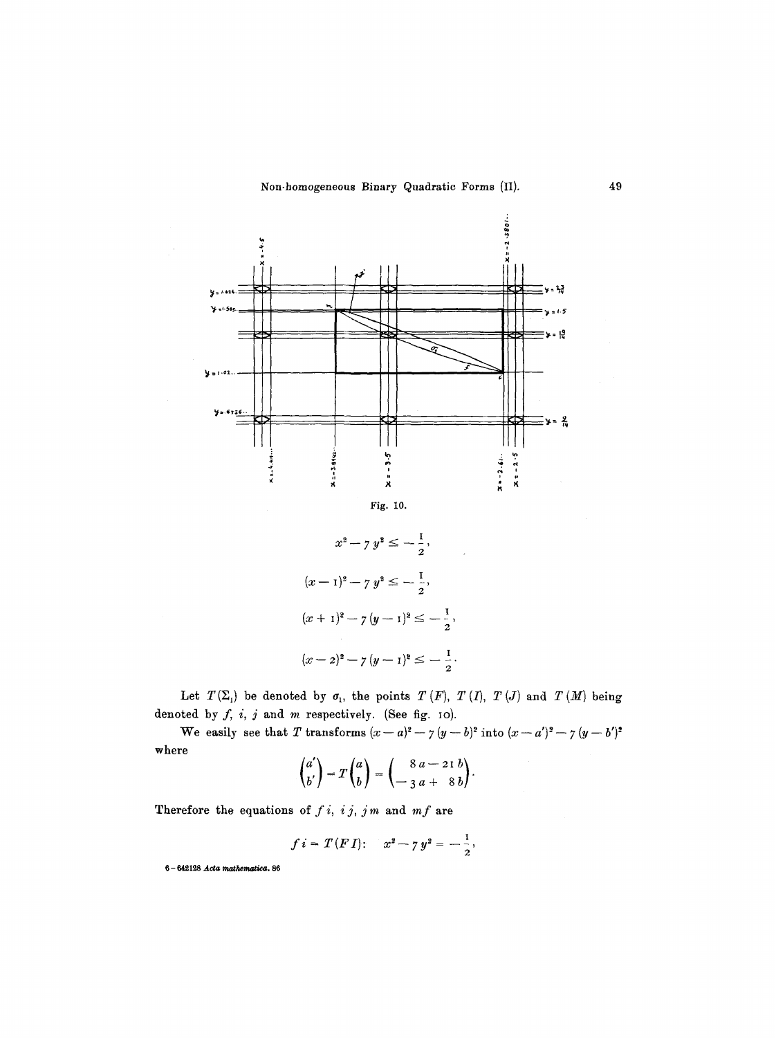Fig. 10.

$$x^2 - 7y^2 \leq -\frac{1}{2},$$

$$(x-1)^2 - 7y^2 \leq -\frac{1}{2},$$

$$(x+1)^2 - 7(y-1)^2 \leq -\frac{1}{2},$$

$$(x-2)^2 - 7(y-1)^2 \leq -\frac{1}{2}.$$

Let $T(\Sigma_1)$ be denoted by $\sigma_1$, the points $T(F)$, $T(I)$, $T(J)$ and $T(M)$ being denoted by $f$, $i$, $j$ and $m$ respectively. (See fig. 10).

We easily see that $T$ transforms $(x-a)^2 - 7(y-b)^2$ into $(x-a')^2 - 7(y-b')^2$ where

$$\begin{pmatrix} a' \\ b' \end{pmatrix} = T \begin{pmatrix} a \\ b \end{pmatrix} = \begin{pmatrix} 8a - 21b \\ -3a + 8b \end{pmatrix}.$$

Therefore the equations of $fi$, $ij$, $jm$ and $mf$ are

$$fi = T(FI): \quad x^2 - 7y^2 = -\frac{1}{2},$$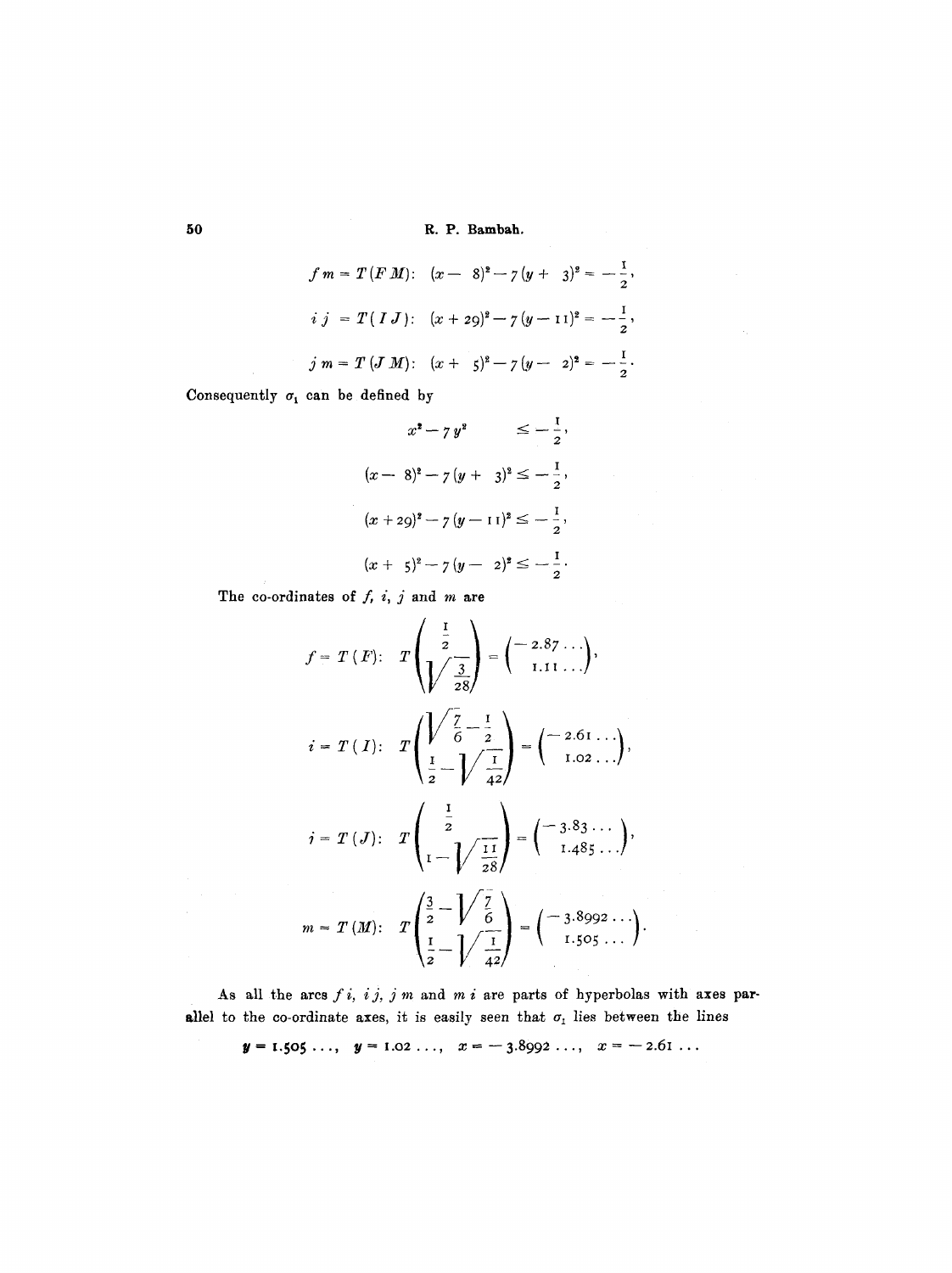$$f\,m = T(F\,M):\quad (x - 8)^2 - 7(y + 3)^2 = -\frac{1}{2},$$

$$i\,j\; = T(I\,J):\quad (x + 29)^2 - 7(y - 11)^2 = -\frac{1}{2},$$

$$j\,m = T(J\,M):\quad (x + 5)^2 - 7(y - 2)^2 = -\frac{1}{2}.$$

Consequently $\sigma_1$ can be defined by

$$x^2 - 7y^2 \qquad \leq -\frac{1}{2},$$

$$(x - 8)^2 - 7(y + 3)^2 \leq -\frac{1}{2},$$

$$(x + 29)^2 - 7(y - 11)^2 \leq -\frac{1}{2},$$

$$(x + 5)^2 - 7(y - 2)^2 \leq -\frac{1}{2}.$$

The co-ordinates of $f$, $i$, $j$ and $m$ are

$$f = T(F):\quad T\begin{pmatrix} \frac{1}{2} \\ \sqrt{\frac{3}{28}} \end{pmatrix} = \begin{pmatrix} -2.87\ldots \\ 1.11\ldots \end{pmatrix},$$

$$i = T(I):\quad T\begin{pmatrix} \sqrt{\frac{7}{6}} - \frac{1}{2} \\ \frac{1}{2} - \sqrt{\frac{1}{42}} \end{pmatrix} = \begin{pmatrix} -2.61\ldots \\ 1.02\ldots \end{pmatrix},$$

$$j = T(J):\quad T\begin{pmatrix} \frac{1}{2} \\ 1 - \sqrt{\frac{11}{28}} \end{pmatrix} = \begin{pmatrix} -3.83\ldots \\ 1.485\ldots \end{pmatrix},$$

$$m = T(M):\quad T\begin{pmatrix} \frac{3}{2} - \sqrt{\frac{7}{6}} \\ \frac{1}{2} - \sqrt{\frac{1}{42}} \end{pmatrix} = \begin{pmatrix} -3.8992\ldots \\ 1.505\ldots \end{pmatrix}.$$

As all the arcs $f\,i$, $i\,j$, $j\,m$ and $m\,i$ are parts of hyperbolas with axes parallel to the co-ordinate axes, it is easily seen that $\sigma_1$ lies between the lines

$$y = 1.505\ldots,\quad y = 1.02\ldots,\quad x = -3.8992\ldots,\quad x = -2.61\ldots$$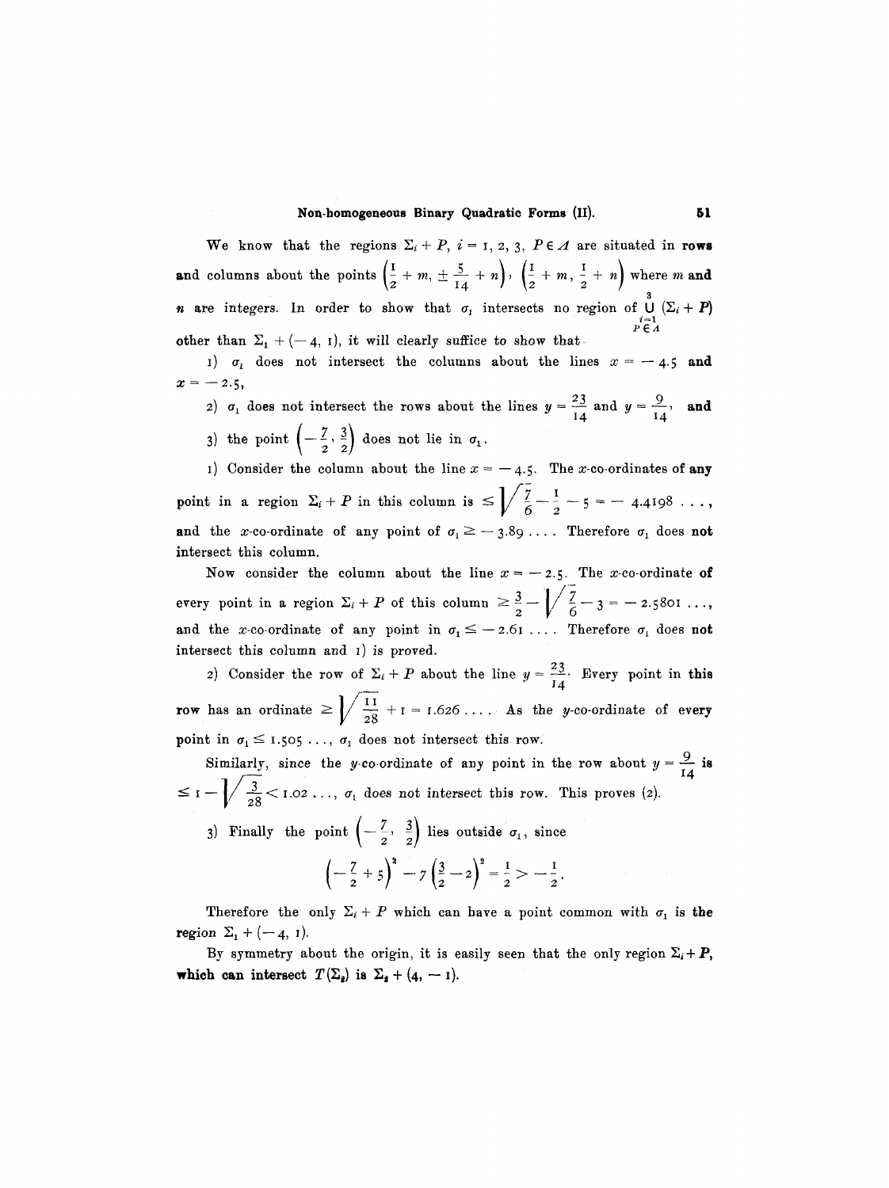We know that the regions $\Sigma_i + P$, $i = 1, 2, 3$, $P \in \Lambda$ are situated in **rows** and columns about the points $\left(\frac{1}{2} + m, \pm \frac{5}{14} + n\right)$, $\left(\frac{1}{2} + m, \frac{1}{2} + n\right)$ where $m$ **and** $n$ are integers. In order to show that $\sigma_1$ intersects no region of $\bigcup\limits_{\substack{i=1 \\ P \in \Lambda}}^{3} (\Sigma_i + P)$ other than $\Sigma_1 + (-4, 1)$, it will clearly suffice to show that

1) $\sigma_1$ does not intersect the columns about the lines $x = -4.5$ **and** $x = -2.5$,

2) $\sigma_1$ does not intersect the rows about the lines $y = \frac{23}{14}$ and $y = \frac{9}{14}$, **and**

3) the point $\left(-\frac{7}{2}, \frac{3}{2}\right)$ does not lie in $\sigma_1$.

1) Consider the column about the line $x = -4.5$. The $x$-co-ordinates of **any** point in a region $\Sigma_i + P$ in this column is $\leq \sqrt{\frac{7}{6}} - \frac{1}{2} - 5 = -4.4198\ldots$, and the $x$-co-ordinate of any point of $\sigma_1 \geq -3.89\ldots$. Therefore $\sigma_1$ does **not** intersect this column.

Now consider the column about the line $x = -2.5$. The $x$-co-ordinate **of** every point in a region $\Sigma_i + P$ of this column $\geq \frac{3}{2} - \sqrt{\frac{7}{6}} - 3 = -2.5801\ldots$, and the $x$-co-ordinate of any point in $\sigma_1 \leq -2.61\ldots$. Therefore $\sigma_1$ does **not** intersect this column and 1) is proved.

2) Consider the row of $\Sigma_i + P$ about the line $y = \frac{23}{14}$. Every point in **this** row has an ordinate $\geq \sqrt{\frac{11}{28}} + 1 = 1.626\ldots$. As the $y$-co-ordinate of every point in $\sigma_1 \leq 1.505\ldots$, $\sigma_1$ does not intersect this row.

Similarly, since the $y$-co-ordinate of any point in the row about $y = \frac{9}{14}$ **is** $\leq 1 - \sqrt{\frac{3}{28}} < 1.02\ldots$, $\sigma_1$ does not intersect this row. This proves (2).

3) Finally the point $\left(-\frac{7}{2}, \frac{3}{2}\right)$ lies outside $\sigma_1$, since

$$\left(-\frac{7}{2} + 5\right)^2 - 7\left(\frac{3}{2} - 2\right)^2 = \frac{1}{2} > -\frac{1}{2}.$$

Therefore the only $\Sigma_i + P$ which can have a point common with $\sigma_1$ is **the** region $\Sigma_1 + (-4, 1)$.

By symmetry about the origin, it is easily seen that the only region $\Sigma_i + P$, **which can intersect $T(\Sigma_2)$ is $\Sigma_2 + (4, -1)$.**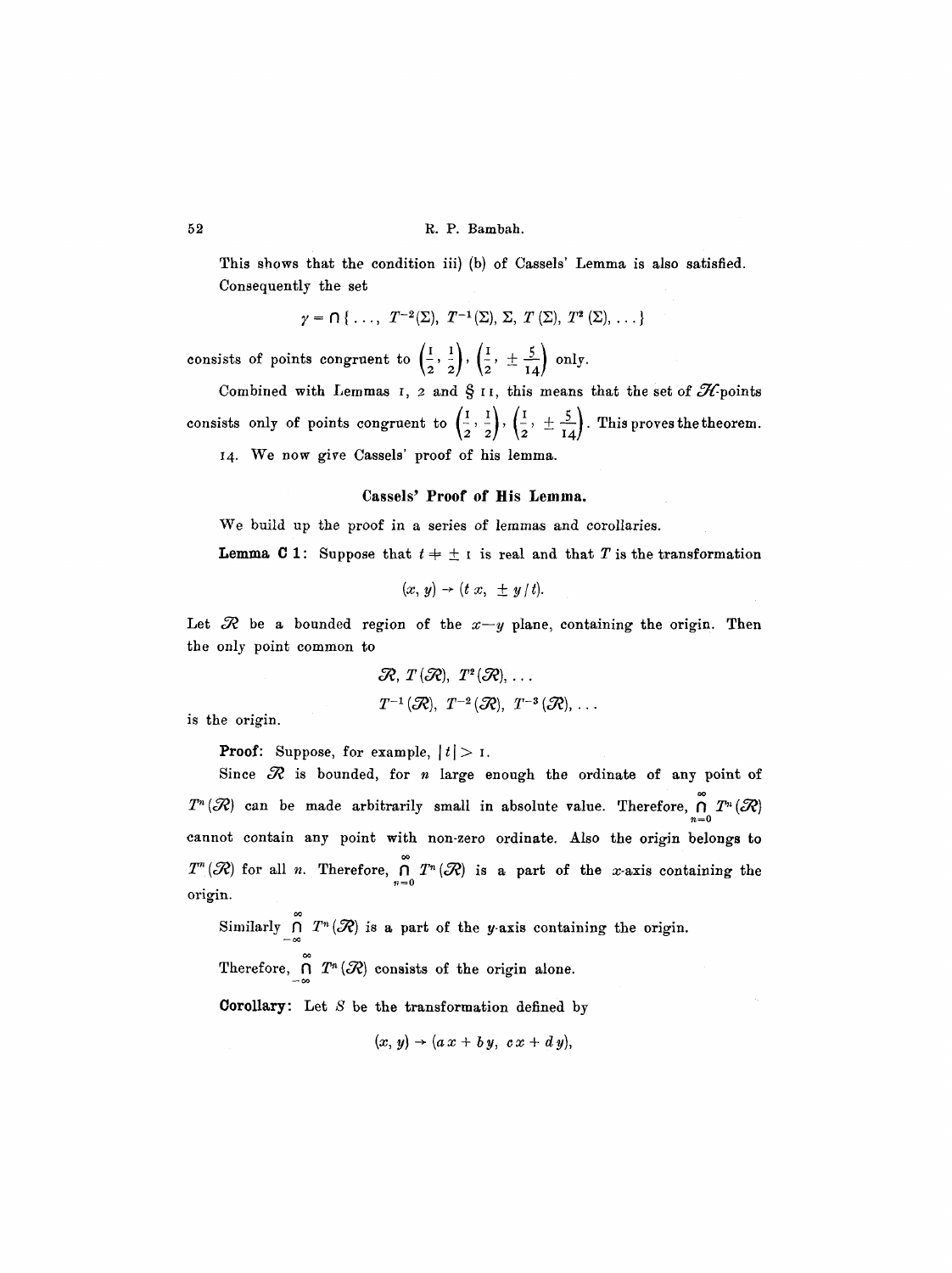This shows that the condition iii) (b) of Cassels' Lemma is also satisfied. Consequently the set

$$\gamma = \cap \{\ldots, T^{-2}(\Sigma), T^{-1}(\Sigma), \Sigma, T(\Sigma), T^2(\Sigma), \ldots\}$$

consists of points congruent to $\left(\frac{1}{2}, \frac{1}{2}\right)$, $\left(\frac{1}{2}, \pm\frac{5}{14}\right)$ only.

Combined with Lemmas 1, 2 and § 11, this means that the set of $\mathcal{H}$-points consists only of points congruent to $\left(\frac{1}{2}, \frac{1}{2}\right)$, $\left(\frac{1}{2}, \pm\frac{5}{14}\right)$. This proves the theorem.

14. We now give Cassels' proof of his lemma.

### Cassels' Proof of His Lemma.

We build up the proof in a series of lemmas and corollaries.

**Lemma C 1:** Suppose that $t \neq \pm 1$ is real and that $T$ is the transformation

$$(x, y) \rightarrow (t\,x, \;\pm y / t).$$

Let $\mathcal{R}$ be a bounded region of the $x$—$y$ plane, containing the origin. Then the only point common to

$$\mathcal{R},\; T(\mathcal{R}),\; T^2(\mathcal{R}), \ldots$$
$$T^{-1}(\mathcal{R}),\; T^{-2}(\mathcal{R}),\; T^{-3}(\mathcal{R}), \ldots$$

is the origin.

**Proof:** Suppose, for example, $|t| > 1$.

Since $\mathcal{R}$ is bounded, for $n$ large enough the ordinate of any point of $T^n(\mathcal{R})$ can be made arbitrarily small in absolute value. Therefore, $\bigcap\limits_{n=0}^{\infty} T^n(\mathcal{R})$ cannot contain any point with non-zero ordinate. Also the origin belongs to $T^n(\mathcal{R})$ for all $n$. Therefore, $\bigcap\limits_{n=0}^{\infty} T^n(\mathcal{R})$ is a part of the $x$-axis containing the origin.

Similarly $\bigcap\limits_{-\infty}^{\infty} T^n(\mathcal{R})$ is a part of the $y$-axis containing the origin.

Therefore, $\bigcap\limits_{-\infty}^{\infty} T^n(\mathcal{R})$ consists of the origin alone.

**Corollary:** Let $S$ be the transformation defined by

$$(x, y) \rightarrow (a\,x + b\,y,\; c\,x + d\,y),$$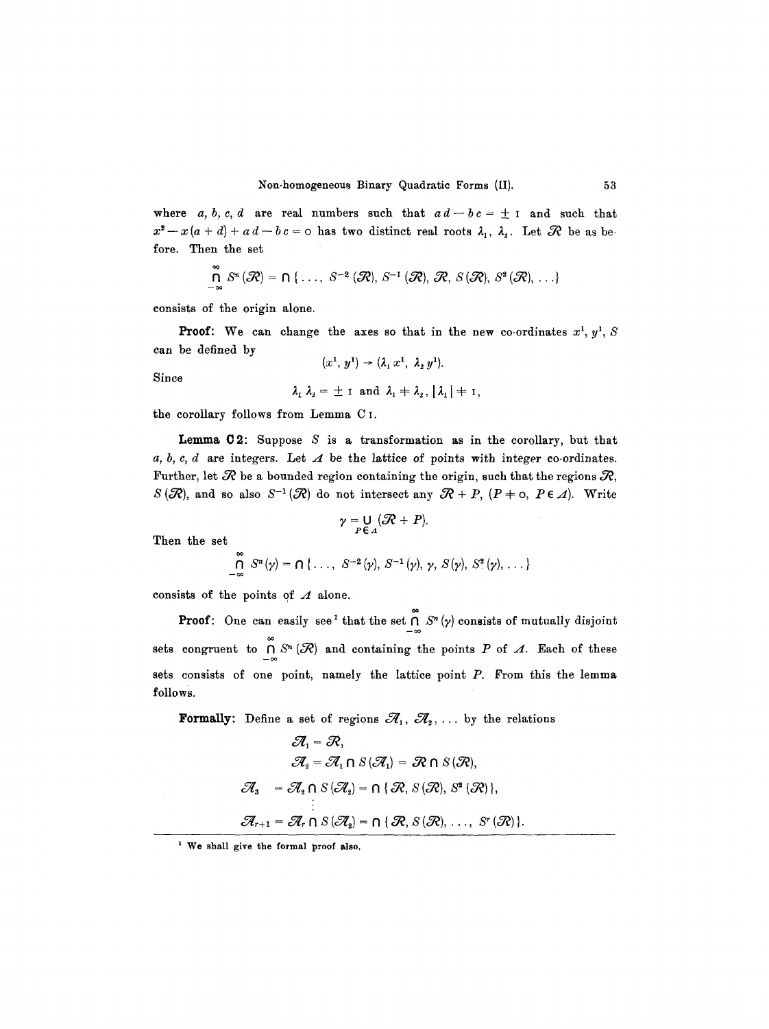where $a, b, c, d$ are real numbers such that $ad - bc = \pm 1$ and such that $x^2 - x(a + d) + ad - bc = 0$ has two distinct real roots $\lambda_1, \lambda_2$. Let $\mathcal{R}$ be as before. Then the set

$$\bigcap_{-\infty}^{\infty} S^n(\mathcal{R}) = \bigcap \{\ldots, S^{-2}(\mathcal{R}), S^{-1}(\mathcal{R}), \mathcal{R}, S(\mathcal{R}), S^2(\mathcal{R}), \ldots\}$$

consists of the origin alone.

**Proof:** We can change the axes so that in the new co-ordinates $x^1, y^1$, $S$ can be defined by

$$(x^1, y^1) \rightarrow (\lambda_1 x^1, \lambda_2 y^1).$$

Since

$$\lambda_1 \lambda_2 = \pm 1 \text{ and } \lambda_1 \neq \lambda_2, |\lambda_1| \neq 1,$$

the corollary follows from Lemma C 1.

**Lemma C 2:** Suppose $S$ is a transformation as in the corollary, but that $a, b, c, d$ are integers. Let $\varDelta$ be the lattice of points with integer co-ordinates. Further, let $\mathcal{R}$ be a bounded region containing the origin, such that the regions $\mathcal{R}$, $S(\mathcal{R})$, and so also $S^{-1}(\mathcal{R})$ do not intersect any $\mathcal{R} + P$, $(P \neq 0, P \in \varDelta)$. Write

$$\gamma = \bigcup_{P \in \varDelta} (\mathcal{R} + P).$$

Then the set

$$\bigcap_{-\infty}^{\infty} S^n(\gamma) = \bigcap \{\ldots, S^{-2}(\gamma), S^{-1}(\gamma), \gamma, S(\gamma), S^2(\gamma), \ldots\}$$

consists of the points of $\varDelta$ alone.

**Proof:** One can easily see[1] that the set $\bigcap_{-\infty}^{\infty} S^n(\gamma)$ consists of mutually disjoint sets congruent to $\bigcap_{-\infty}^{\infty} S^n(\mathcal{R})$ and containing the points $P$ of $\varDelta$. Each of these sets consists of one point, namely the lattice point $P$. From this the lemma follows.

**Formally:** Define a set of regions $\mathcal{A}_1, \mathcal{A}_2, \ldots$ by the relations

$$\mathcal{A}_1 = \mathcal{R},$$

$$\mathcal{A}_2 = \mathcal{A}_1 \cap S(\mathcal{A}_1) = \mathcal{R} \cap S(\mathcal{R}),$$

$$\mathcal{A}_3 = \mathcal{A}_2 \cap S(\mathcal{A}_2) = \bigcap \{\mathcal{R}, S(\mathcal{R}), S^2(\mathcal{R})\},$$

$$\vdots$$

$$\mathcal{A}_{r+1} = \mathcal{A}_r \cap S(\mathcal{A}_2) = \bigcap \{\mathcal{R}, S(\mathcal{R}), \ldots, S^r(\mathcal{R})\}.$$

---

[1] We shall give the formal proof also.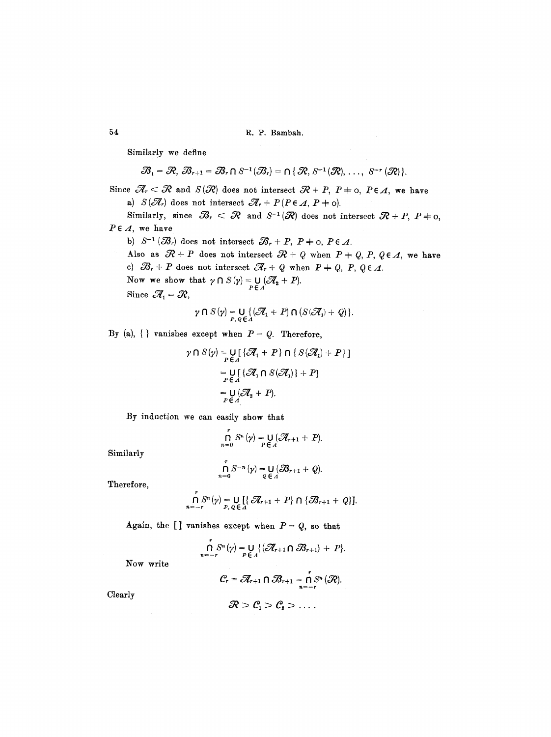Similarly we define

$$\mathscr{B}_1 = \mathscr{R},\ \mathscr{B}_{r+1} = \mathscr{B}_r \cap S^{-1}(\mathscr{B}_r) = \cap \{ \mathscr{R}, S^{-1}(\mathscr{R}), \ldots, S^{-r}(\mathscr{R}) \}.$$

Since $\mathscr{A}_r < \mathscr{R}$ and $S(\mathscr{R})$ does not intersect $\mathscr{R} + P$, $P \neq o$, $P \in \Lambda$, we have

a) $S(\mathscr{A}_r)$ does not intersect $\mathscr{A}_r + P$ ($P \in \Lambda$, $P \neq o$).

Similarly, since $\mathscr{B}_r < \mathscr{R}$ and $S^{-1}(\mathscr{R})$ does not intersect $\mathscr{R} + P$, $P \neq o$, $P \in \Lambda$, we have

b) $S^{-1}(\mathscr{B}_r)$ does not intersect $\mathscr{B}_r + P$, $P \neq o$, $P \in \Lambda$.

Also as $\mathscr{R} + P$ does not intersect $\mathscr{R} + Q$ when $P \neq Q$, $P, Q \in \Lambda$, we have

c) $\mathscr{B}_r + P$ does not intersect $\mathscr{A}_r + Q$ when $P \neq Q$, $P, Q \in \Lambda$.

Now we show that $\gamma \cap S(\gamma) = \bigcup_{P \in \Lambda} (\mathscr{A}_2 + P)$.

Since $\mathscr{A}_1 = \mathscr{R}$,

$$\gamma \cap S(\gamma) = \bigcup_{P, Q \in \Lambda} \{ (\mathscr{A}_1 + P) \cap (S(\mathscr{A}_1) + Q) \}.$$

By (a), $\{ \}$ vanishes except when $P = Q$. Therefore,

$$\begin{aligned} \gamma \cap S(\gamma) &= \bigcup_{P \in \Lambda} [ \{ \mathscr{A}_1 + P \} \cap \{ S(\mathscr{A}_1) + P \} ] \\ &= \bigcup_{P \in \Lambda} [ \{ \mathscr{A}_1 \cap S(\mathscr{A}_1) \} + P ] \\ &= \bigcup_{P \in \Lambda} (\mathscr{A}_2 + P). \end{aligned}$$

By induction we can easily show that

$$\bigcap_{n=0}^{r} S^n(\gamma) = \bigcup_{P \in \Lambda} (\mathscr{A}_{r+1} + P).$$

Similarly

$$\bigcap_{n=0}^{r} S^{-n}(\gamma) = \bigcup_{Q \in \Lambda} (\mathscr{B}_{r+1} + Q).$$

Therefore,

$$\bigcap_{n=-r}^{r} S^n(\gamma) = \bigcup_{P, Q \in \Lambda} [ \{ \mathscr{A}_{r+1} + P \} \cap \{ \mathscr{B}_{r+1} + Q \} ].$$

Again, the $[ \ ]$ vanishes except when $P = Q$, so that

$$\bigcap_{n=-r}^{r} S^n(\gamma) = \bigcup_{P \in \Lambda} \{ (\mathscr{A}_{r+1} \cap \mathscr{B}_{r+1}) + P \}.$$

Now write

$$\mathscr{C}_r = \mathscr{A}_{r+1} \cap \mathscr{B}_{r+1} = \bigcap_{n=-r}^{r} S^n(\mathscr{R}).$$

Clearly

$$\mathscr{R} > \mathscr{C}_1 > \mathscr{C}_2 > \ldots.$$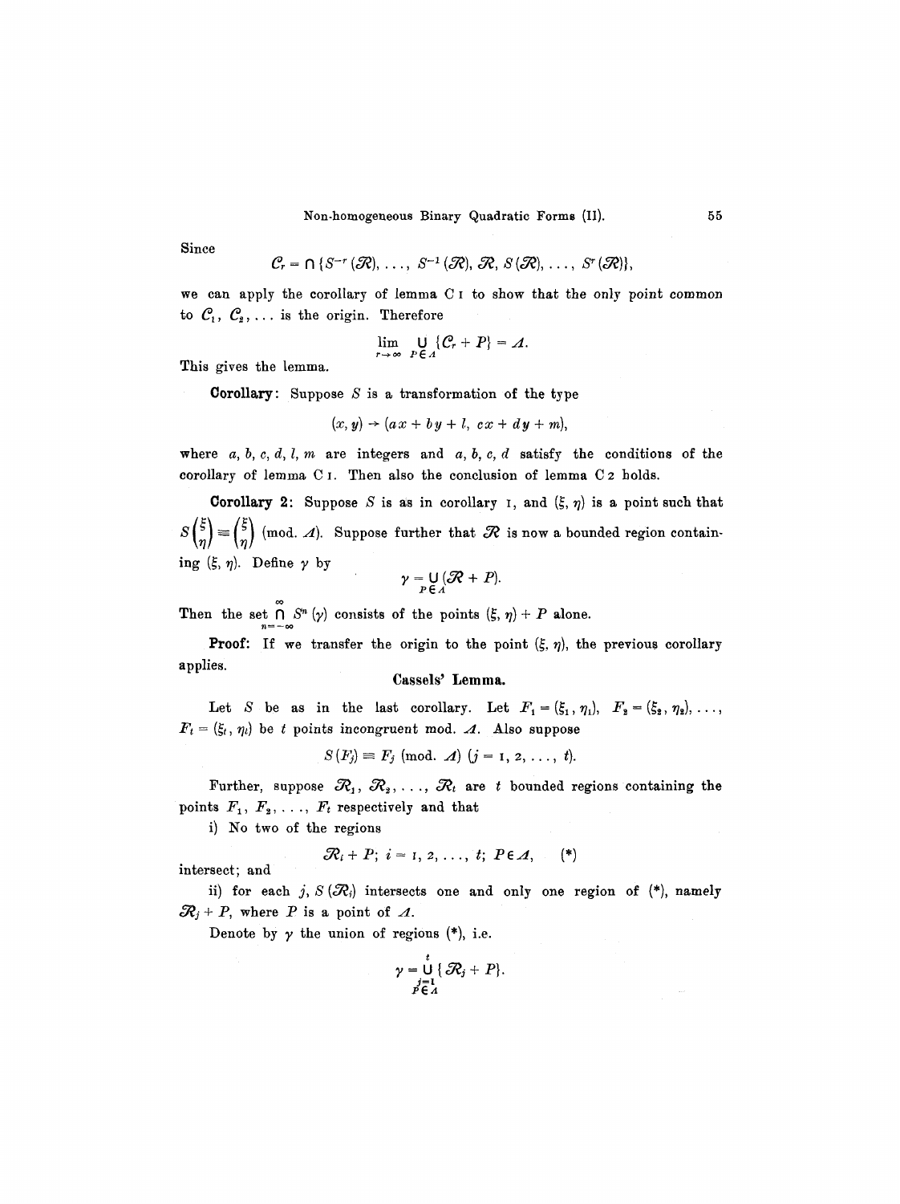Since

$$\mathcal{C}_r = \cap \{S^{-r}(\mathcal{R}), \ldots, S^{-1}(\mathcal{R}), \mathcal{R}, S(\mathcal{R}), \ldots, S^r(\mathcal{R})\},$$

we can apply the corollary of lemma C 1 to show that the only point common to $\mathcal{C}_1$, $\mathcal{C}_2, \ldots$ is the origin. Therefore

$$\lim_{r \to \infty} \bigcup_{P \in \Lambda} \{\mathcal{C}_r + P\} = \Lambda.$$

This gives the lemma.

**Corollary**: Suppose $S$ is a transformation of the type

$$(x, y) \to (ax + by + l,\ cx + dy + m),$$

where $a, b, c, d, l, m$ are integers and $a, b, c, d$ satisfy the conditions of the corollary of lemma C 1. Then also the conclusion of lemma C 2 holds.

**Corollary 2**: Suppose $S$ is as in corollary 1, and $(\xi, \eta)$ is a point such that $S\begin{pmatrix}\xi\\ \eta\end{pmatrix} \equiv \begin{pmatrix}\xi\\ \eta\end{pmatrix}$ (mod. $\Lambda$). Suppose further that $\mathcal{R}$ is now a bounded region containing $(\xi, \eta)$. Define $\gamma$ by

$$\gamma = \bigcup_{P \in \Lambda} (\mathcal{R} + P).$$

Then the set $\bigcap_{n=-\infty}^{\infty} S^n(\gamma)$ consists of the points $(\xi, \eta) + P$ alone.

**Proof**: If we transfer the origin to the point $(\xi, \eta)$, the previous corollary applies.

### Cassels' Lemma.

Let $S$ be as in the last corollary. Let $F_1 = (\xi_1, \eta_1)$, $F_2 = (\xi_2, \eta_2), \ldots$, $F_t = (\xi_t, \eta_t)$ be $t$ points incongruent mod. $\Lambda$. Also suppose

$$S(F_j) \equiv F_j \text{ (mod. } \Lambda) \ (j = 1, 2, \ldots, t).$$

Further, suppose $\mathcal{R}_1, \mathcal{R}_2, \ldots, \mathcal{R}_t$ are $t$ bounded regions containing the points $F_1, F_2, \ldots, F_t$ respectively and that

i) No two of the regions

$$\mathcal{R}_i + P;\ i = 1, 2, \ldots, t;\ P \in \Lambda, \qquad (*)$$

intersect; and

ii) for each $j$, $S(\mathcal{R}_j)$ intersects one and only one region of (\*), namely $\mathcal{R}_j + P$, where $P$ is a point of $\Lambda$.

Denote by $\gamma$ the union of regions (\*), i.e.

$$\gamma = \bigcup_{\substack{j=1 \\ P \in \Lambda}}^{t} \{\mathcal{R}_j + P\}.$$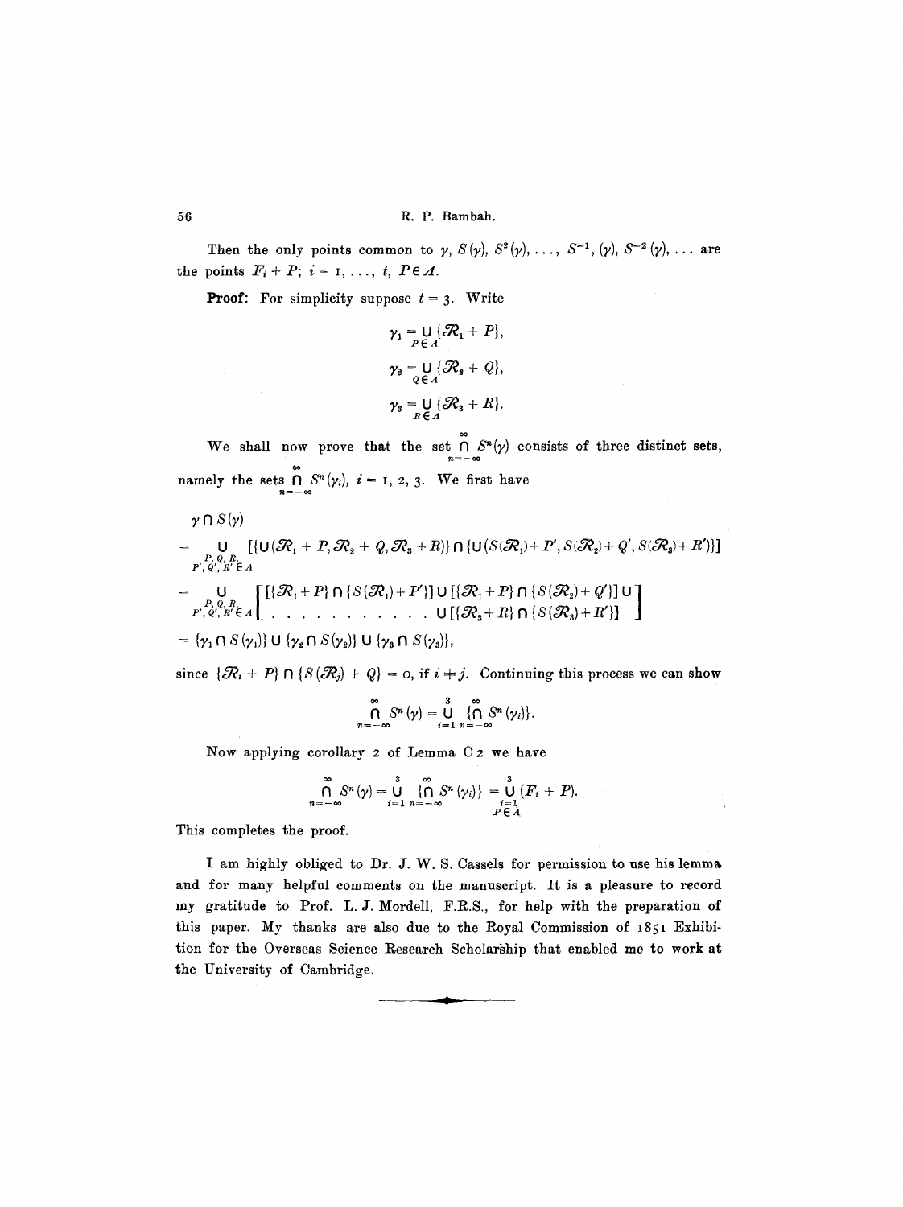Then the only points common to $\gamma$, $S(\gamma)$, $S^2(\gamma)$, ..., $S^{-1}(\gamma)$, $S^{-2}(\gamma)$, ... are the points $F_i + P$; $i = 1, \ldots, t$, $P \in \Lambda$.

**Proof:** For simplicity suppose $t = 3$. Write

$$\gamma_1 = \bigcup_{P \in \Lambda} \{\mathcal{R}_1 + P\},$$

$$\gamma_2 = \bigcup_{Q \in \Lambda} \{\mathcal{R}_2 + Q\},$$

$$\gamma_3 = \bigcup_{R \in \Lambda} \{\mathcal{R}_3 + R\}.$$

We shall now prove that the set $\bigcap_{n=-\infty}^{\infty} S^n(\gamma)$ consists of three distinct sets, namely the sets $\bigcap_{n=-\infty}^{\infty} S^n(\gamma_i)$, $i = 1, 2, 3$. We first have

$$\begin{aligned}
&\gamma \cap S(\gamma) \\
&= \bigcup_{\substack{P, Q, R, \\ P', Q', R' \in \Lambda}} [\{\bigcup(\mathcal{R}_1 + P, \mathcal{R}_2 + Q, \mathcal{R}_3 + R)\} \cap \{\bigcup(S(\mathcal{R}_1) + P', S(\mathcal{R}_2) + Q', S(\mathcal{R}_3) + R')\}] \\
&= \bigcup_{\substack{P, Q, R, \\ P', Q', R' \in \Lambda}} \left[\begin{array}{l} [\{\mathcal{R}_1 + P\} \cap \{S(\mathcal{R}_1) + P'\}] \cup [\{\mathcal{R}_1 + P\} \cap \{S(\mathcal{R}_2) + Q'\}] \cup \\ \quad . \ . \ . \ . \ . \ . \ . \ . \ . \ . \ . \ . \ \cup [\{\mathcal{R}_3 + R\} \cap \{S(\mathcal{R}_3) + R'\}] \end{array}\right] \\
&= \{\gamma_1 \cap S(\gamma_1)\} \cup \{\gamma_2 \cap S(\gamma_2)\} \cup \{\gamma_3 \cap S(\gamma_3)\},
\end{aligned}$$

since $\{\mathcal{R}_i + P\} \cap \{S(\mathcal{R}_j) + Q\} = 0$, if $i \neq j$. Continuing this process we can show

$$\bigcap_{n=-\infty}^{\infty} S^n(\gamma) = \bigcup_{i=1}^{3} \{\bigcap_{n=-\infty}^{\infty} S^n(\gamma_i)\}.$$

Now applying corollary 2 of Lemma C 2 we have

$$\bigcap_{n=-\infty}^{\infty} S^n(\gamma) = \bigcup_{i=1}^{3} \{\bigcap_{n=-\infty}^{\infty} S^n(\gamma_i)\} = \bigcup_{\substack{i=1 \\ P \in \Lambda}}^{3} (F_i + P).$$

This completes the proof.

I am highly obliged to Dr. J. W. S. Cassels for permission to use his lemma and for many helpful comments on the manuscript. It is a pleasure to record my gratitude to Prof. L. J. Mordell, F.R.S., for help with the preparation of this paper. My thanks are also due to the Royal Commission of 1851 Exhibition for the Overseas Science Research Scholarship that enabled me to work at the University of Cambridge.